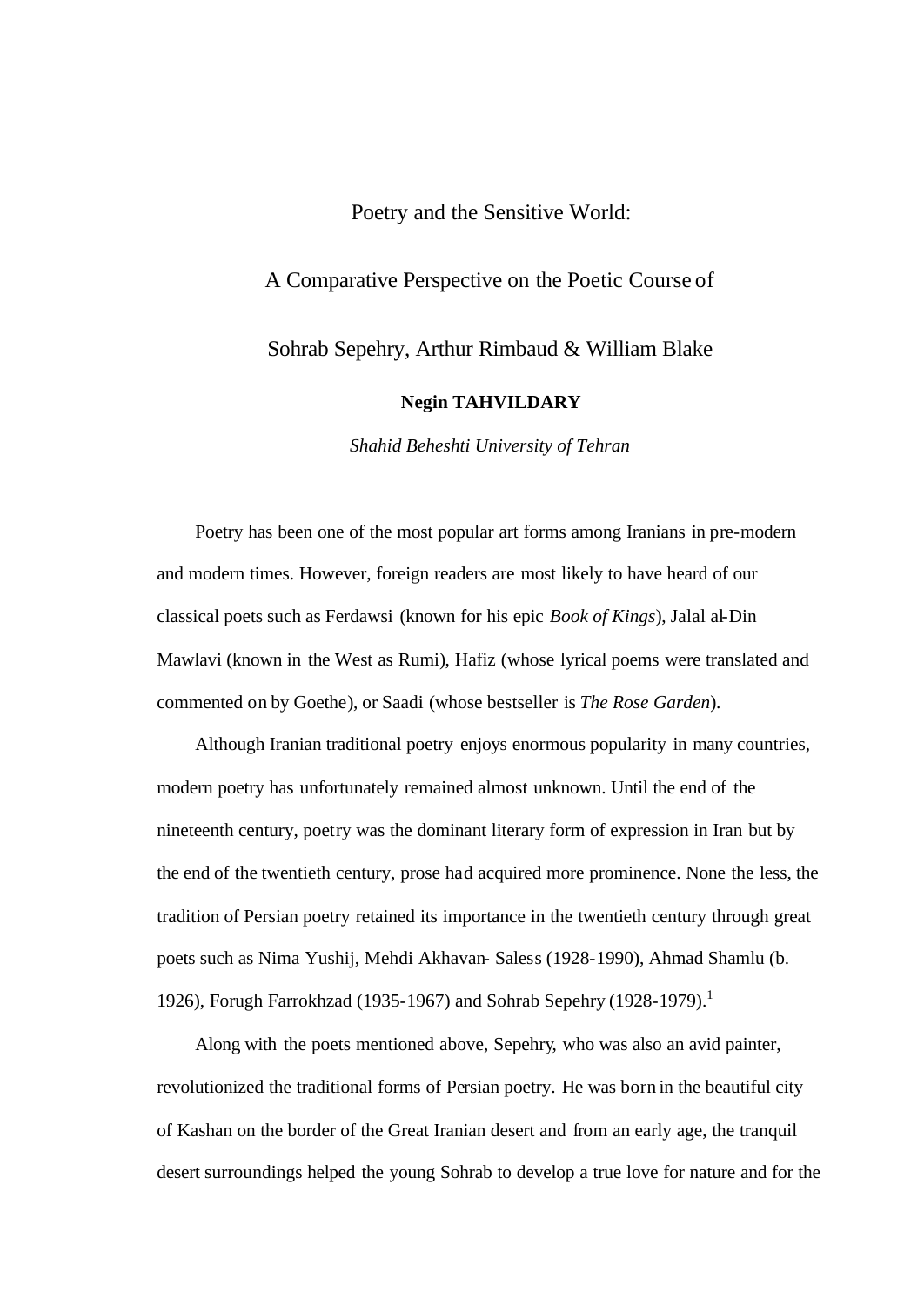# Poetry and the Sensitive World:

# A Comparative Perspective on the Poetic Course of

# Sohrab Sepehry, Arthur Rimbaud & William Blake

**Negin TAHVILDARY**

*Shahid Beheshti University of Tehran*

Poetry has been one of the most popular art forms among Iranians in pre-modern and modern times. However, foreign readers are most likely to have heard of our classical poets such as Ferdawsi (known for his epic *Book of Kings*), Jalal al-Din Mawlavi (known in the West as Rumi), Hafiz (whose lyrical poems were translated and commented on by Goethe), or Saadi (whose bestseller is *The Rose Garden*).

Although Iranian traditional poetry enjoys enormous popularity in many countries, modern poetry has unfortunately remained almost unknown. Until the end of the nineteenth century, poetry was the dominant literary form of expression in Iran but by the end of the twentieth century, prose had acquired more prominence. None the less, the tradition of Persian poetry retained its importance in the twentieth century through great poets such as Nima Yushij, Mehdi Akhavan- Saless (1928-1990), Ahmad Shamlu (b. 1926), Forugh Farrokhzad (1935-1967) and Sohrab Sepehry (1928-1979).[1]

Along with the poets mentioned above, Sepehry, who was also an avid painter, revolutionized the traditional forms of Persian poetry. He was born in the beautiful city of Kashan on the border of the Great Iranian desert and from an early age, the tranquil desert surroundings helped the young Sohrab to develop a true love for nature and for the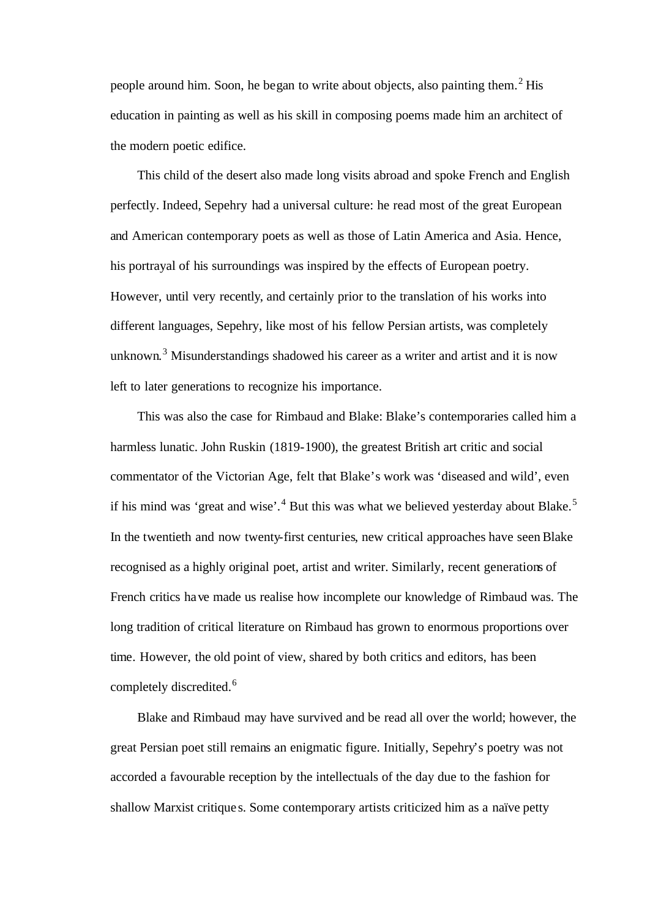people around him. Soon, he began to write about objects, also painting them.[2] His education in painting as well as his skill in composing poems made him an architect of the modern poetic edifice.

This child of the desert also made long visits abroad and spoke French and English perfectly. Indeed, Sepehry had a universal culture: he read most of the great European and American contemporary poets as well as those of Latin America and Asia. Hence, his portrayal of his surroundings was inspired by the effects of European poetry. However, until very recently, and certainly prior to the translation of his works into different languages, Sepehry, like most of his fellow Persian artists, was completely unknown.[3] Misunderstandings shadowed his career as a writer and artist and it is now left to later generations to recognize his importance.

This was also the case for Rimbaud and Blake: Blake's contemporaries called him a harmless lunatic. John Ruskin (1819-1900), the greatest British art critic and social commentator of the Victorian Age, felt that Blake's work was 'diseased and wild', even if his mind was 'great and wise'.[4] But this was what we believed yesterday about Blake.[5] In the twentieth and now twenty-first centuries, new critical approaches have seen Blake recognised as a highly original poet, artist and writer. Similarly, recent generations of French critics have made us realise how incomplete our knowledge of Rimbaud was. The long tradition of critical literature on Rimbaud has grown to enormous proportions over time. However, the old point of view, shared by both critics and editors, has been completely discredited.[6]

Blake and Rimbaud may have survived and be read all over the world; however, the great Persian poet still remains an enigmatic figure. Initially, Sepehry's poetry was not accorded a favourable reception by the intellectuals of the day due to the fashion for shallow Marxist critiques. Some contemporary artists criticized him as a naïve petty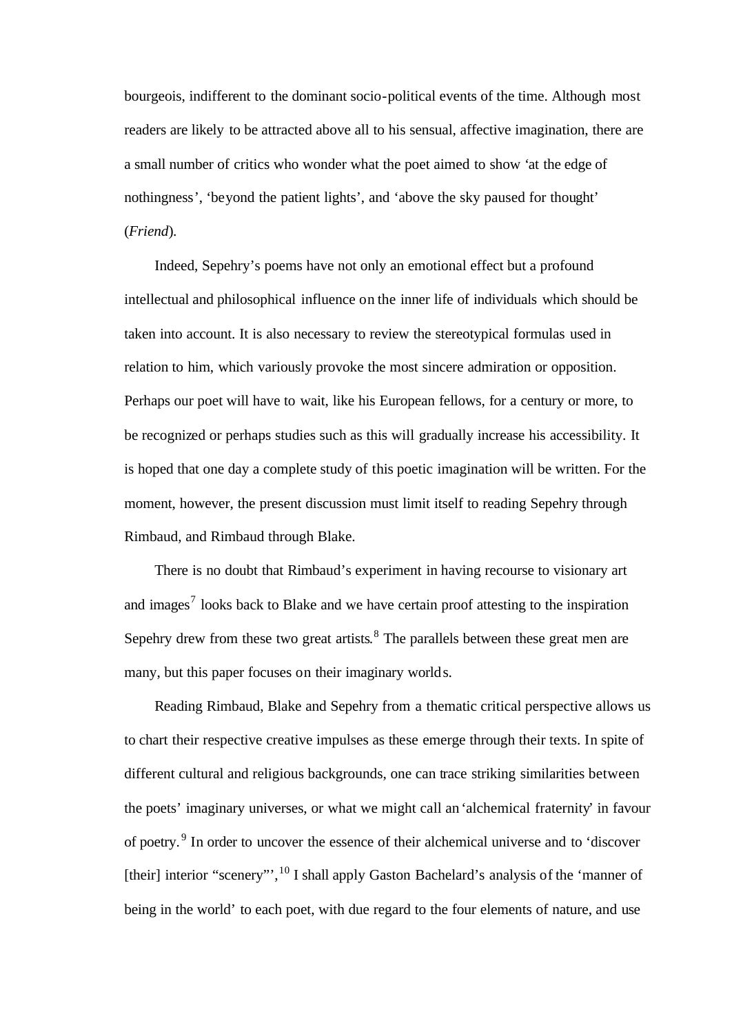bourgeois, indifferent to the dominant socio-political events of the time. Although most readers are likely to be attracted above all to his sensual, affective imagination, there are a small number of critics who wonder what the poet aimed to show 'at the edge of nothingness', 'beyond the patient lights', and 'above the sky paused for thought' (*Friend*).

Indeed, Sepehry's poems have not only an emotional effect but a profound intellectual and philosophical influence on the inner life of individuals which should be taken into account. It is also necessary to review the stereotypical formulas used in relation to him, which variously provoke the most sincere admiration or opposition. Perhaps our poet will have to wait, like his European fellows, for a century or more, to be recognized or perhaps studies such as this will gradually increase his accessibility. It is hoped that one day a complete study of this poetic imagination will be written. For the moment, however, the present discussion must limit itself to reading Sepehry through Rimbaud, and Rimbaud through Blake.

There is no doubt that Rimbaud's experiment in having recourse to visionary art and images[7] looks back to Blake and we have certain proof attesting to the inspiration Sepehry drew from these two great artists.[8] The parallels between these great men are many, but this paper focuses on their imaginary worlds.

Reading Rimbaud, Blake and Sepehry from a thematic critical perspective allows us to chart their respective creative impulses as these emerge through their texts. In spite of different cultural and religious backgrounds, one can trace striking similarities between the poets' imaginary universes, or what we might call an 'alchemical fraternity' in favour of poetry.[9] In order to uncover the essence of their alchemical universe and to 'discover [their] interior "scenery"',[10] I shall apply Gaston Bachelard's analysis of the 'manner of being in the world' to each poet, with due regard to the four elements of nature, and use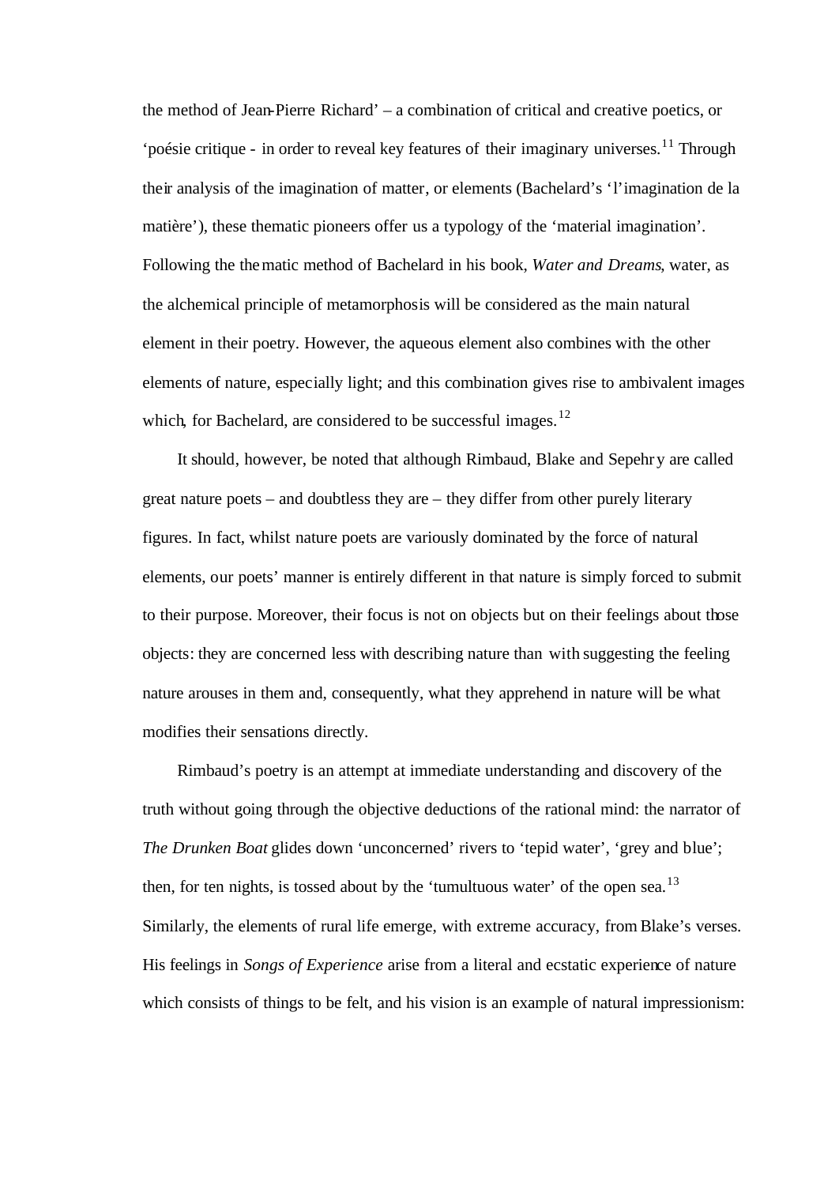the method of Jean-Pierre Richard' – a combination of critical and creative poetics, or 'poésie critique - in order to reveal key features of their imaginary universes.[11] Through their analysis of the imagination of matter, or elements (Bachelard's 'l'imagination de la matière'), these thematic pioneers offer us a typology of the 'material imagination'. Following the thematic method of Bachelard in his book, *Water and Dreams*, water, as the alchemical principle of metamorphosis will be considered as the main natural element in their poetry. However, the aqueous element also combines with the other elements of nature, especially light; and this combination gives rise to ambivalent images which, for Bachelard, are considered to be successful images.[12]

It should, however, be noted that although Rimbaud, Blake and Sepehry are called great nature poets – and doubtless they are – they differ from other purely literary figures. In fact, whilst nature poets are variously dominated by the force of natural elements, our poets' manner is entirely different in that nature is simply forced to submit to their purpose. Moreover, their focus is not on objects but on their feelings about those objects: they are concerned less with describing nature than with suggesting the feeling nature arouses in them and, consequently, what they apprehend in nature will be what modifies their sensations directly.

Rimbaud's poetry is an attempt at immediate understanding and discovery of the truth without going through the objective deductions of the rational mind: the narrator of *The Drunken Boat* glides down 'unconcerned' rivers to 'tepid water', 'grey and blue'; then, for ten nights, is tossed about by the 'tumultuous water' of the open sea.[13] Similarly, the elements of rural life emerge, with extreme accuracy, from Blake's verses. His feelings in *Songs of Experience* arise from a literal and ecstatic experience of nature which consists of things to be felt, and his vision is an example of natural impressionism: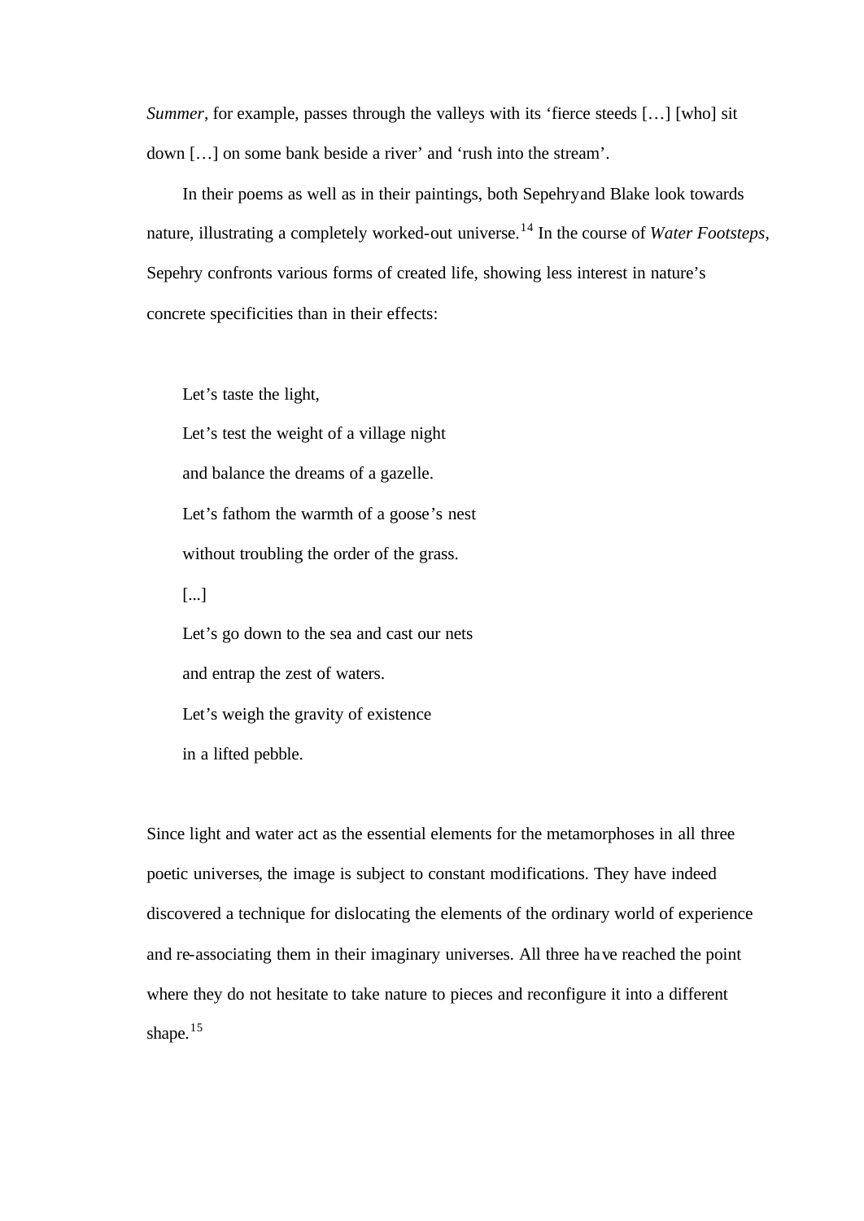*Summer*, for example, passes through the valleys with its 'fierce steeds […] [who] sit down […] on some bank beside a river' and 'rush into the stream'.

In their poems as well as in their paintings, both Sepehry and Blake look towards nature, illustrating a completely worked-out universe.[14] In the course of *Water Footsteps*, Sepehry confronts various forms of created life, showing less interest in nature's concrete specificities than in their effects:

> Let's taste the light,
>
> Let's test the weight of a village night
>
> and balance the dreams of a gazelle.
>
> Let's fathom the warmth of a goose's nest
>
> without troubling the order of the grass.
>
> [...]
>
> Let's go down to the sea and cast our nets
>
> and entrap the zest of waters.
>
> Let's weigh the gravity of existence
>
> in a lifted pebble.

Since light and water act as the essential elements for the metamorphoses in all three poetic universes, the image is subject to constant modifications. They have indeed discovered a technique for dislocating the elements of the ordinary world of experience and re-associating them in their imaginary universes. All three have reached the point where they do not hesitate to take nature to pieces and reconfigure it into a different shape.[15]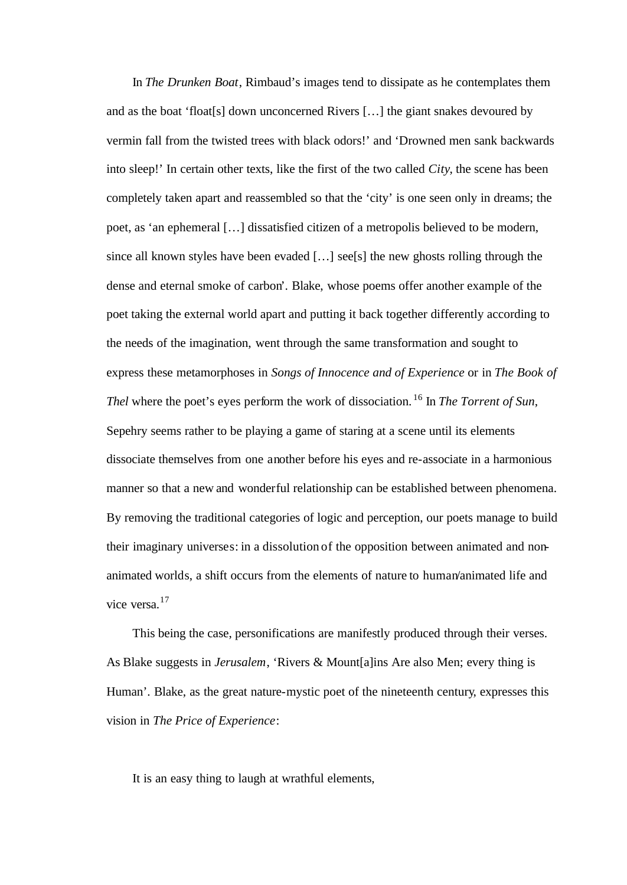In *The Drunken Boat*, Rimbaud's images tend to dissipate as he contemplates them and as the boat 'float[s] down unconcerned Rivers […] the giant snakes devoured by vermin fall from the twisted trees with black odors!' and 'Drowned men sank backwards into sleep!' In certain other texts, like the first of the two called *City*, the scene has been completely taken apart and reassembled so that the 'city' is one seen only in dreams; the poet, as 'an ephemeral […] dissatisfied citizen of a metropolis believed to be modern, since all known styles have been evaded […] see[s] the new ghosts rolling through the dense and eternal smoke of carbon'. Blake, whose poems offer another example of the poet taking the external world apart and putting it back together differently according to the needs of the imagination, went through the same transformation and sought to express these metamorphoses in *Songs of Innocence and of Experience* or in *The Book of Thel* where the poet's eyes perform the work of dissociation.[16] In *The Torrent of Sun*, Sepehry seems rather to be playing a game of staring at a scene until its elements dissociate themselves from one another before his eyes and re-associate in a harmonious manner so that a new and wonderful relationship can be established between phenomena. By removing the traditional categories of logic and perception, our poets manage to build their imaginary universes: in a dissolution of the opposition between animated and non-animated worlds, a shift occurs from the elements of nature to human/animated life and vice versa.[17]

This being the case, personifications are manifestly produced through their verses. As Blake suggests in *Jerusalem*, 'Rivers & Mount[a]ins Are also Men; every thing is Human'. Blake, as the great nature-mystic poet of the nineteenth century, expresses this vision in *The Price of Experience*:

It is an easy thing to laugh at wrathful elements,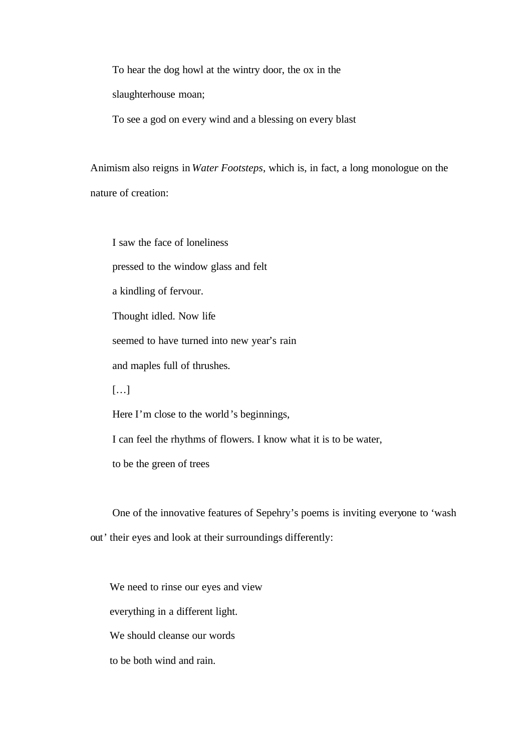To hear the dog howl at the wintry door, the ox in the
slaughterhouse moan;
To see a god on every wind and a blessing on every blast

Animism also reigns in *Water Footsteps*, which is, in fact, a long monologue on the nature of creation:

> I saw the face of loneliness
> pressed to the window glass and felt
> a kindling of fervour.
> Thought idled. Now life
> seemed to have turned into new year's rain
> and maples full of thrushes.
> […]
> Here I'm close to the world's beginnings,
> I can feel the rhythms of flowers. I know what it is to be water,
> to be the green of trees

One of the innovative features of Sepehry's poems is inviting everyone to 'wash out' their eyes and look at their surroundings differently:

> We need to rinse our eyes and view
> everything in a different light.
> We should cleanse our words
> to be both wind and rain.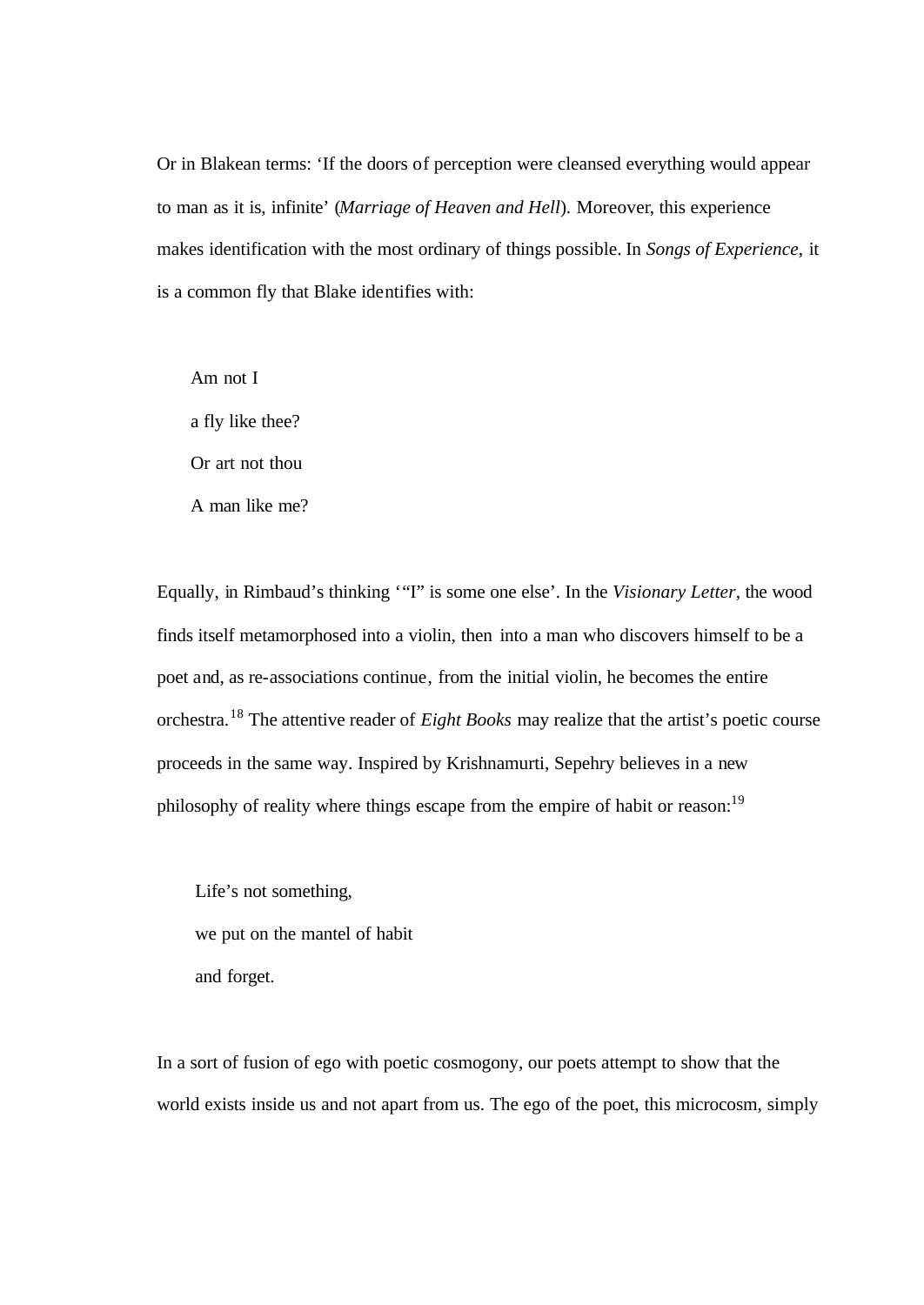Or in Blakean terms: 'If the doors of perception were cleansed everything would appear to man as it is, infinite' (*Marriage of Heaven and Hell*). Moreover, this experience makes identification with the most ordinary of things possible. In *Songs of Experience*, it is a common fly that Blake identifies with:

> Am not I
> a fly like thee?
> Or art not thou
> A man like me?

Equally, in Rimbaud's thinking '"I" is some one else'. In the *Visionary Letter*, the wood finds itself metamorphosed into a violin, then into a man who discovers himself to be a poet and, as re-associations continue, from the initial violin, he becomes the entire orchestra.[18] The attentive reader of *Eight Books* may realize that the artist's poetic course proceeds in the same way. Inspired by Krishnamurti, Sepehry believes in a new philosophy of reality where things escape from the empire of habit or reason:[19]

> Life's not something,
> we put on the mantel of habit
> and forget.

In a sort of fusion of ego with poetic cosmogony, our poets attempt to show that the world exists inside us and not apart from us. The ego of the poet, this microcosm, simply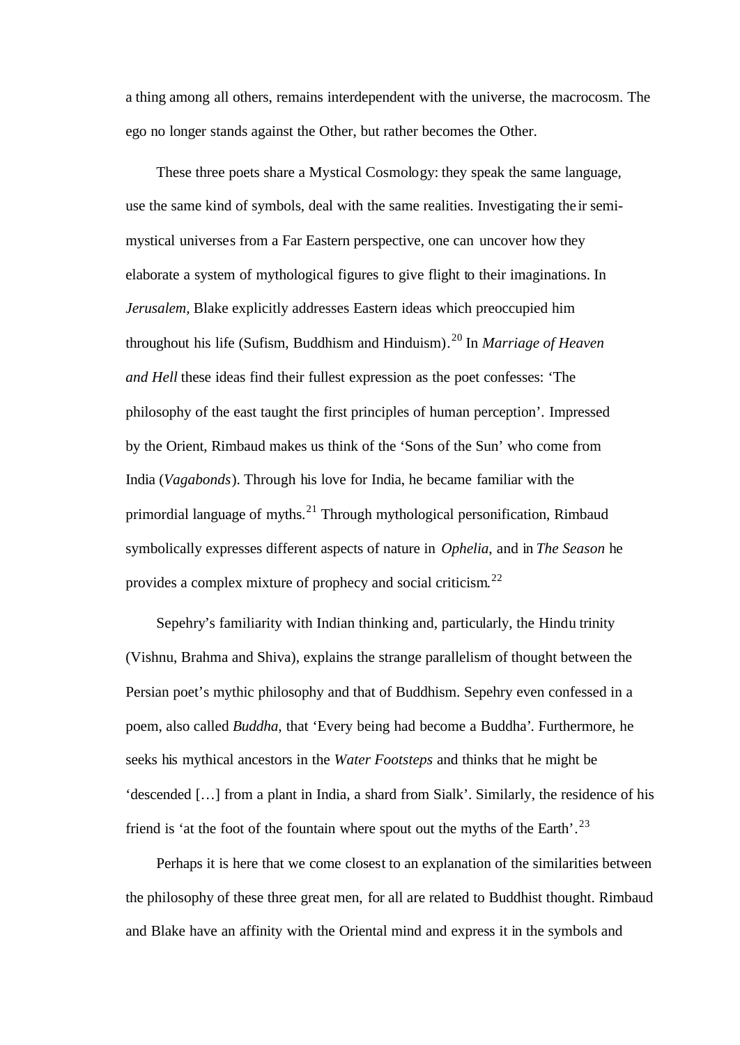a thing among all others, remains interdependent with the universe, the macrocosm. The ego no longer stands against the Other, but rather becomes the Other.

These three poets share a Mystical Cosmology: they speak the same language, use the same kind of symbols, deal with the same realities. Investigating their semi-mystical universes from a Far Eastern perspective, one can uncover how they elaborate a system of mythological figures to give flight to their imaginations. In *Jerusalem*, Blake explicitly addresses Eastern ideas which preoccupied him throughout his life (Sufism, Buddhism and Hinduism).[20] In *Marriage of Heaven and Hell* these ideas find their fullest expression as the poet confesses: 'The philosophy of the east taught the first principles of human perception'. Impressed by the Orient, Rimbaud makes us think of the 'Sons of the Sun' who come from India (*Vagabonds*). Through his love for India, he became familiar with the primordial language of myths.[21] Through mythological personification, Rimbaud symbolically expresses different aspects of nature in *Ophelia*, and in *The Season* he provides a complex mixture of prophecy and social criticism.[22]

Sepehry's familiarity with Indian thinking and, particularly, the Hindu trinity (Vishnu, Brahma and Shiva), explains the strange parallelism of thought between the Persian poet's mythic philosophy and that of Buddhism. Sepehry even confessed in a poem, also called *Buddha*, that 'Every being had become a Buddha'. Furthermore, he seeks his mythical ancestors in the *Water Footsteps* and thinks that he might be 'descended […] from a plant in India, a shard from Sialk'. Similarly, the residence of his friend is 'at the foot of the fountain where spout out the myths of the Earth'.[23]

Perhaps it is here that we come closest to an explanation of the similarities between the philosophy of these three great men, for all are related to Buddhist thought. Rimbaud and Blake have an affinity with the Oriental mind and express it in the symbols and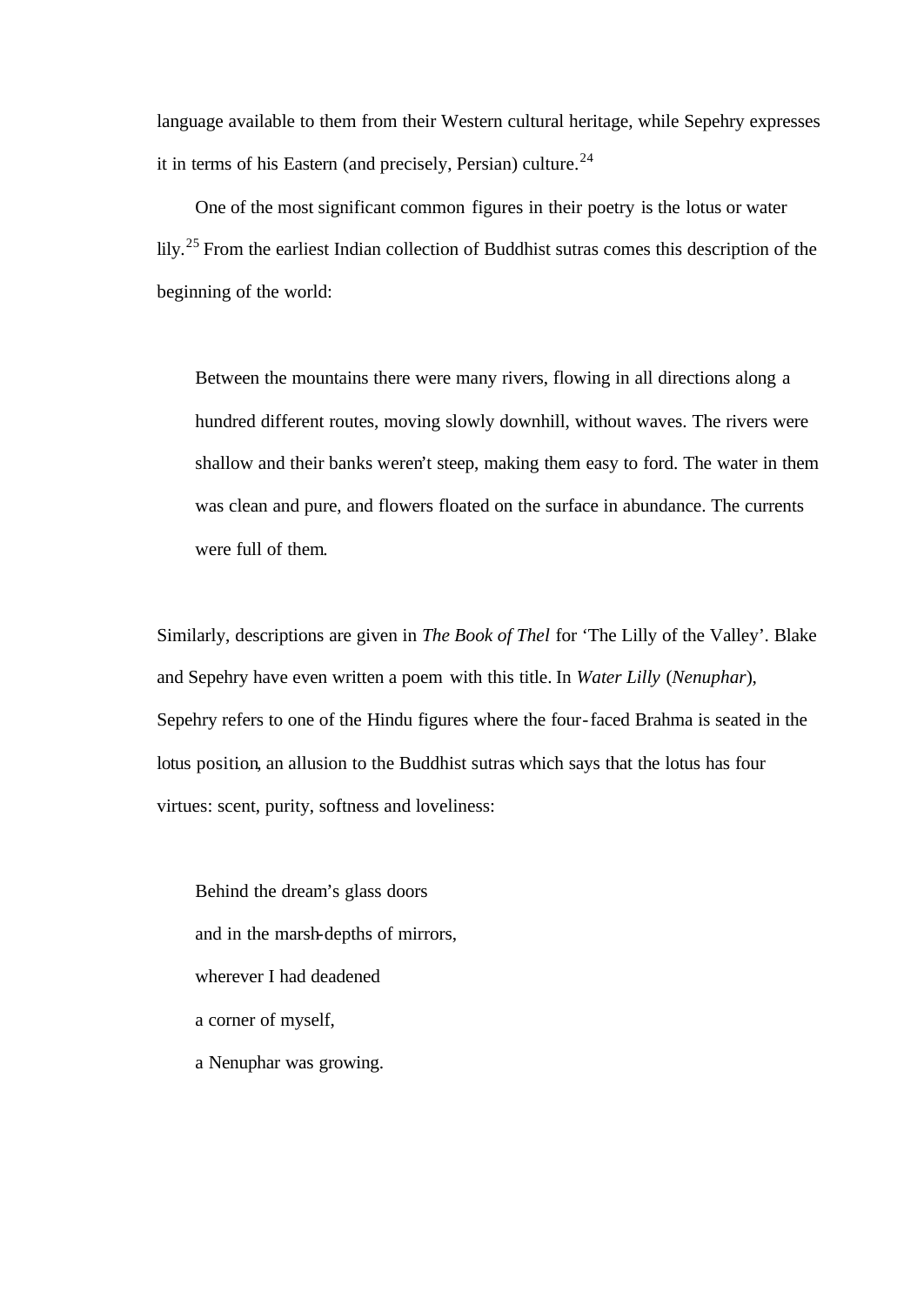language available to them from their Western cultural heritage, while Sepehry expresses it in terms of his Eastern (and precisely, Persian) culture.[24]

One of the most significant common figures in their poetry is the lotus or water lily.[25] From the earliest Indian collection of Buddhist sutras comes this description of the beginning of the world:

> Between the mountains there were many rivers, flowing in all directions along a hundred different routes, moving slowly downhill, without waves. The rivers were shallow and their banks weren't steep, making them easy to ford. The water in them was clean and pure, and flowers floated on the surface in abundance. The currents were full of them.

Similarly, descriptions are given in *The Book of Thel* for 'The Lilly of the Valley'. Blake and Sepehry have even written a poem with this title. In *Water Lilly* (*Nenuphar*), Sepehry refers to one of the Hindu figures where the four-faced Brahma is seated in the lotus position, an allusion to the Buddhist sutras which says that the lotus has four virtues: scent, purity, softness and loveliness:

> Behind the dream's glass doors
> and in the marsh-depths of mirrors,
> wherever I had deadened
> a corner of myself,
> a Nenuphar was growing.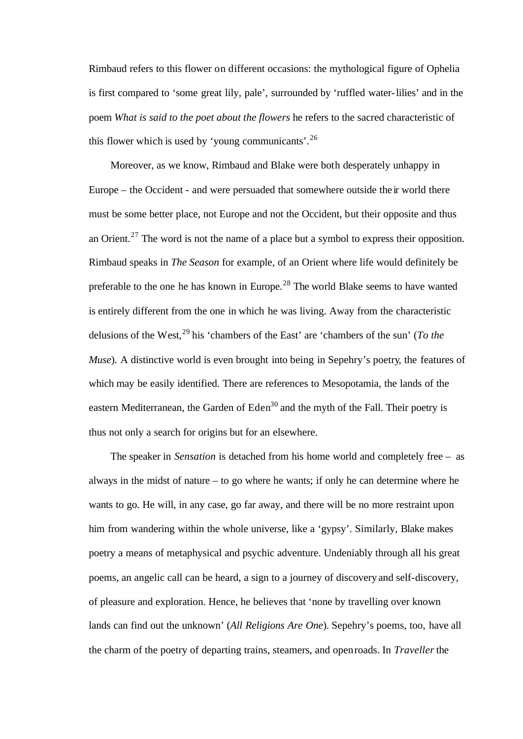Rimbaud refers to this flower on different occasions: the mythological figure of Ophelia is first compared to 'some great lily, pale', surrounded by 'ruffled water-lilies' and in the poem *What is said to the poet about the flowers* he refers to the sacred characteristic of this flower which is used by 'young communicants'.[26]

Moreover, as we know, Rimbaud and Blake were both desperately unhappy in Europe – the Occident - and were persuaded that somewhere outside their world there must be some better place, not Europe and not the Occident, but their opposite and thus an Orient.[27] The word is not the name of a place but a symbol to express their opposition. Rimbaud speaks in *The Season* for example, of an Orient where life would definitely be preferable to the one he has known in Europe.[28] The world Blake seems to have wanted is entirely different from the one in which he was living. Away from the characteristic delusions of the West,[29] his 'chambers of the East' are 'chambers of the sun' (*To the Muse*). A distinctive world is even brought into being in Sepehry's poetry, the features of which may be easily identified. There are references to Mesopotamia, the lands of the eastern Mediterranean, the Garden of Eden[30] and the myth of the Fall. Their poetry is thus not only a search for origins but for an elsewhere.

The speaker in *Sensation* is detached from his home world and completely free – as always in the midst of nature – to go where he wants; if only he can determine where he wants to go. He will, in any case, go far away, and there will be no more restraint upon him from wandering within the whole universe, like a 'gypsy'. Similarly, Blake makes poetry a means of metaphysical and psychic adventure. Undeniably through all his great poems, an angelic call can be heard, a sign to a journey of discovery and self-discovery, of pleasure and exploration. Hence, he believes that 'none by travelling over known lands can find out the unknown' (*All Religions Are One*). Sepehry's poems, too, have all the charm of the poetry of departing trains, steamers, and open roads. In *Traveller* the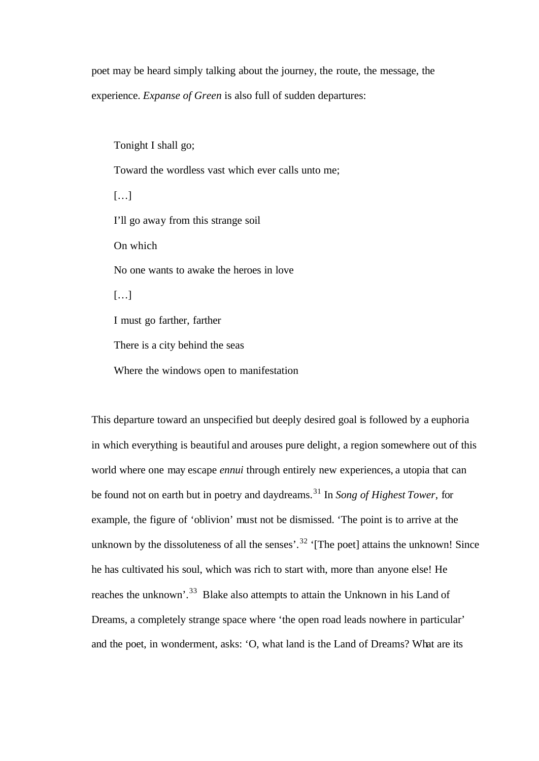poet may be heard simply talking about the journey, the route, the message, the experience. *Expanse of Green* is also full of sudden departures:

> Tonight I shall go;
>
> Toward the wordless vast which ever calls unto me;
>
> […]
>
> I'll go away from this strange soil
>
> On which
>
> No one wants to awake the heroes in love
>
> […]
>
> I must go farther, farther
>
> There is a city behind the seas
>
> Where the windows open to manifestation

This departure toward an unspecified but deeply desired goal is followed by a euphoria in which everything is beautiful and arouses pure delight, a region somewhere out of this world where one may escape *ennui* through entirely new experiences, a utopia that can be found not on earth but in poetry and daydreams.[31] In *Song of Highest Tower*, for example, the figure of 'oblivion' must not be dismissed. 'The point is to arrive at the unknown by the dissoluteness of all the senses'.[32] '[The poet] attains the unknown! Since he has cultivated his soul, which was rich to start with, more than anyone else! He reaches the unknown'.[33] Blake also attempts to attain the Unknown in his Land of Dreams, a completely strange space where 'the open road leads nowhere in particular' and the poet, in wonderment, asks: 'O, what land is the Land of Dreams? What are its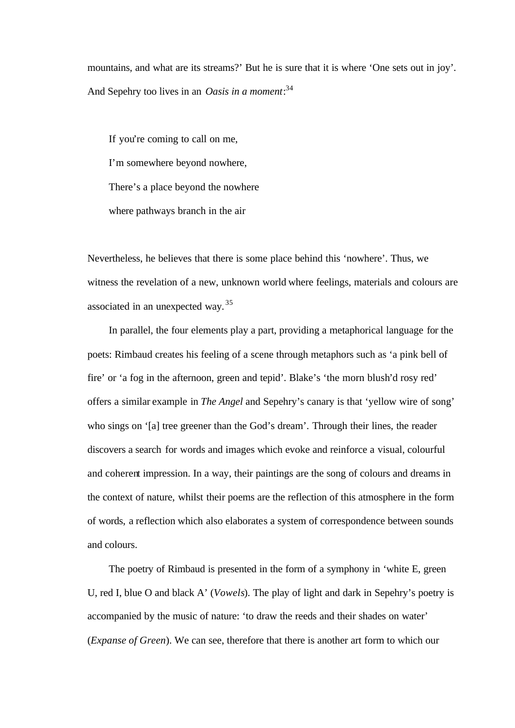mountains, and what are its streams?' But he is sure that it is where 'One sets out in joy'. And Sepehry too lives in an *Oasis in a moment*:[34]

> If you're coming to call on me,
>
> I'm somewhere beyond nowhere,
>
> There's a place beyond the nowhere
>
> where pathways branch in the air

Nevertheless, he believes that there is some place behind this 'nowhere'. Thus, we witness the revelation of a new, unknown world where feelings, materials and colours are associated in an unexpected way.[35]

In parallel, the four elements play a part, providing a metaphorical language for the poets: Rimbaud creates his feeling of a scene through metaphors such as 'a pink bell of fire' or 'a fog in the afternoon, green and tepid'. Blake's 'the morn blush'd rosy red' offers a similar example in *The Angel* and Sepehry's canary is that 'yellow wire of song' who sings on '[a] tree greener than the God's dream'. Through their lines, the reader discovers a search for words and images which evoke and reinforce a visual, colourful and coherent impression. In a way, their paintings are the song of colours and dreams in the context of nature, whilst their poems are the reflection of this atmosphere in the form of words, a reflection which also elaborates a system of correspondence between sounds and colours.

The poetry of Rimbaud is presented in the form of a symphony in 'white E, green U, red I, blue O and black A' (*Vowels*). The play of light and dark in Sepehry's poetry is accompanied by the music of nature: 'to draw the reeds and their shades on water' (*Expanse of Green*). We can see, therefore that there is another art form to which our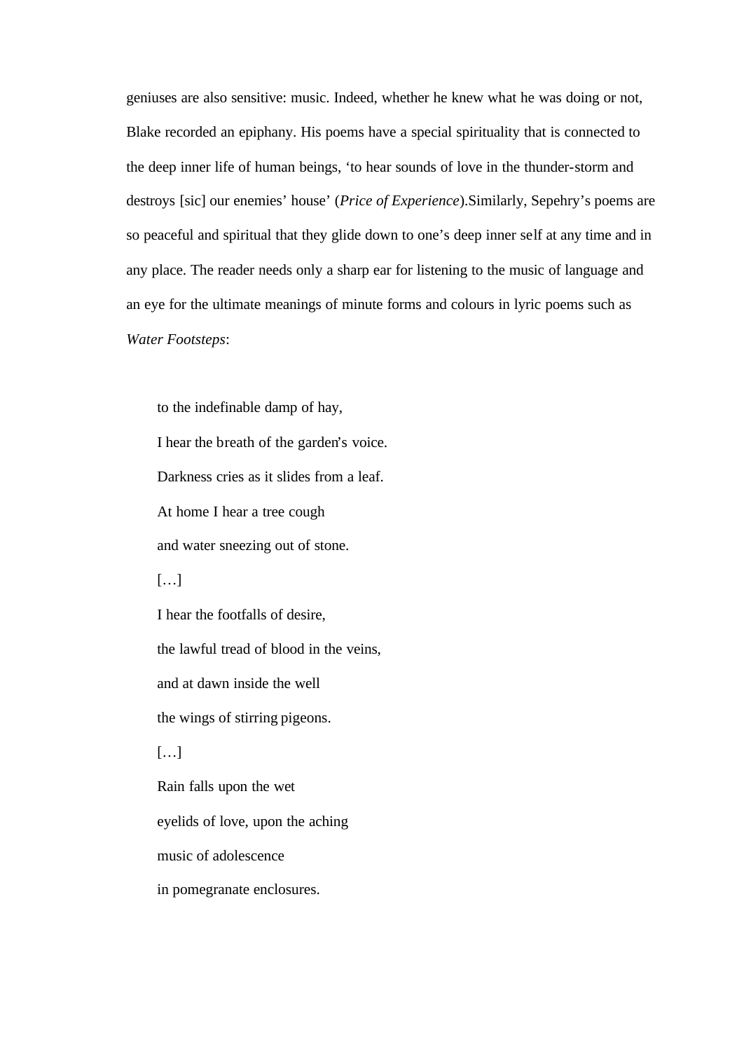geniuses are also sensitive: music. Indeed, whether he knew what he was doing or not, Blake recorded an epiphany. His poems have a special spirituality that is connected to the deep inner life of human beings, 'to hear sounds of love in the thunder-storm and destroys [sic] our enemies' house' (*Price of Experience*).Similarly, Sepehry's poems are so peaceful and spiritual that they glide down to one's deep inner self at any time and in any place. The reader needs only a sharp ear for listening to the music of language and an eye for the ultimate meanings of minute forms and colours in lyric poems such as *Water Footsteps*:

> to the indefinable damp of hay,
>
> I hear the breath of the garden's voice.
>
> Darkness cries as it slides from a leaf.
>
> At home I hear a tree cough
>
> and water sneezing out of stone.
>
> […]
>
> I hear the footfalls of desire,
>
> the lawful tread of blood in the veins,
>
> and at dawn inside the well
>
> the wings of stirring pigeons.
>
> […]
>
> Rain falls upon the wet
>
> eyelids of love, upon the aching
>
> music of adolescence
>
> in pomegranate enclosures.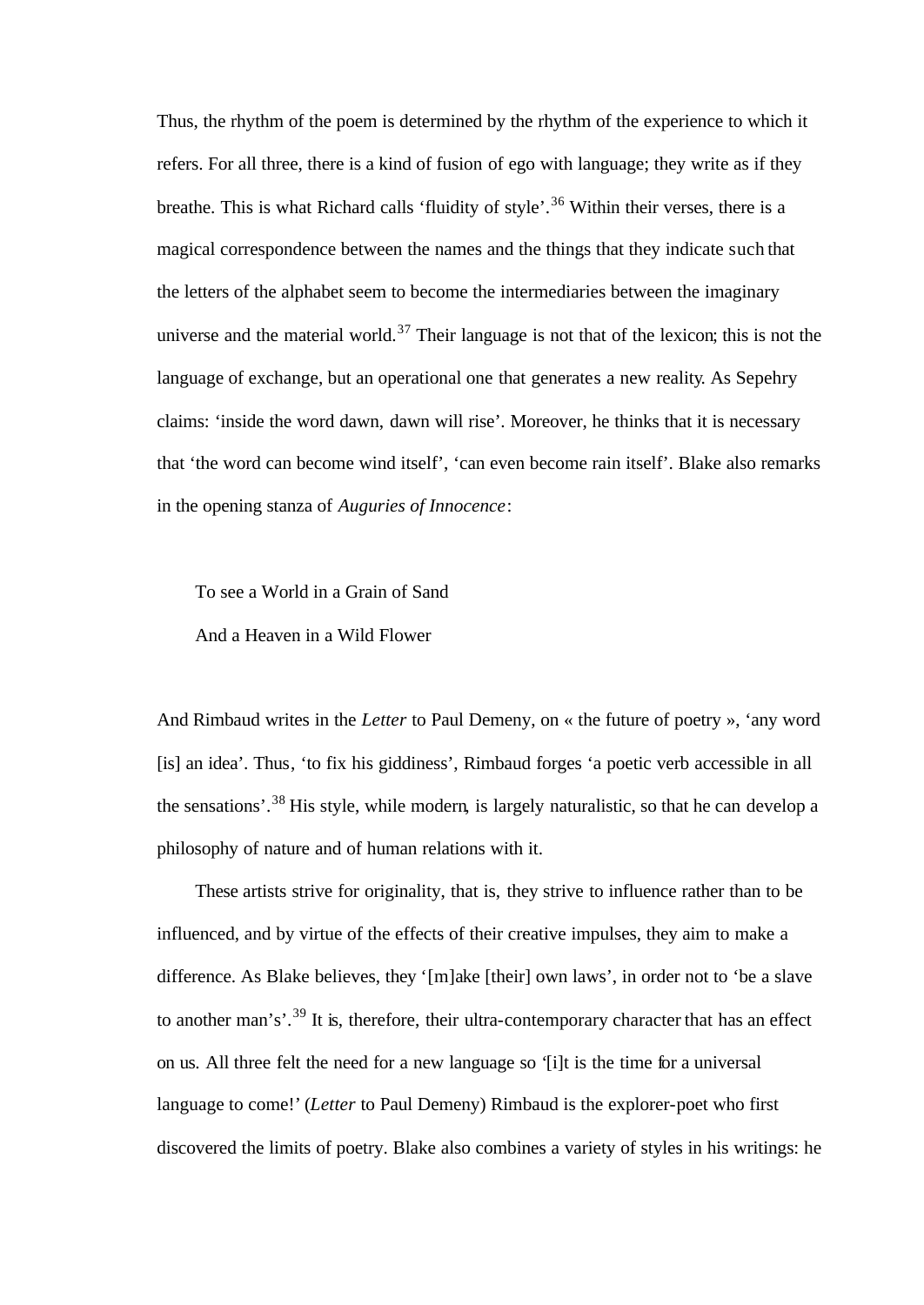Thus, the rhythm of the poem is determined by the rhythm of the experience to which it refers. For all three, there is a kind of fusion of ego with language; they write as if they breathe. This is what Richard calls 'fluidity of style'.[36] Within their verses, there is a magical correspondence between the names and the things that they indicate such that the letters of the alphabet seem to become the intermediaries between the imaginary universe and the material world.[37] Their language is not that of the lexicon; this is not the language of exchange, but an operational one that generates a new reality. As Sepehry claims: 'inside the word dawn, dawn will rise'. Moreover, he thinks that it is necessary that 'the word can become wind itself', 'can even become rain itself'. Blake also remarks in the opening stanza of *Auguries of Innocence*:

> To see a World in a Grain of Sand
>
> And a Heaven in a Wild Flower

And Rimbaud writes in the *Letter* to Paul Demeny, on « the future of poetry », 'any word [is] an idea'. Thus, 'to fix his giddiness', Rimbaud forges 'a poetic verb accessible in all the sensations'.[38] His style, while modern, is largely naturalistic, so that he can develop a philosophy of nature and of human relations with it.

These artists strive for originality, that is, they strive to influence rather than to be influenced, and by virtue of the effects of their creative impulses, they aim to make a difference. As Blake believes, they '[m]ake [their] own laws', in order not to 'be a slave to another man's'.[39] It is, therefore, their ultra-contemporary character that has an effect on us. All three felt the need for a new language so '[i]t is the time for a universal language to come!' (*Letter* to Paul Demeny) Rimbaud is the explorer-poet who first discovered the limits of poetry. Blake also combines a variety of styles in his writings: he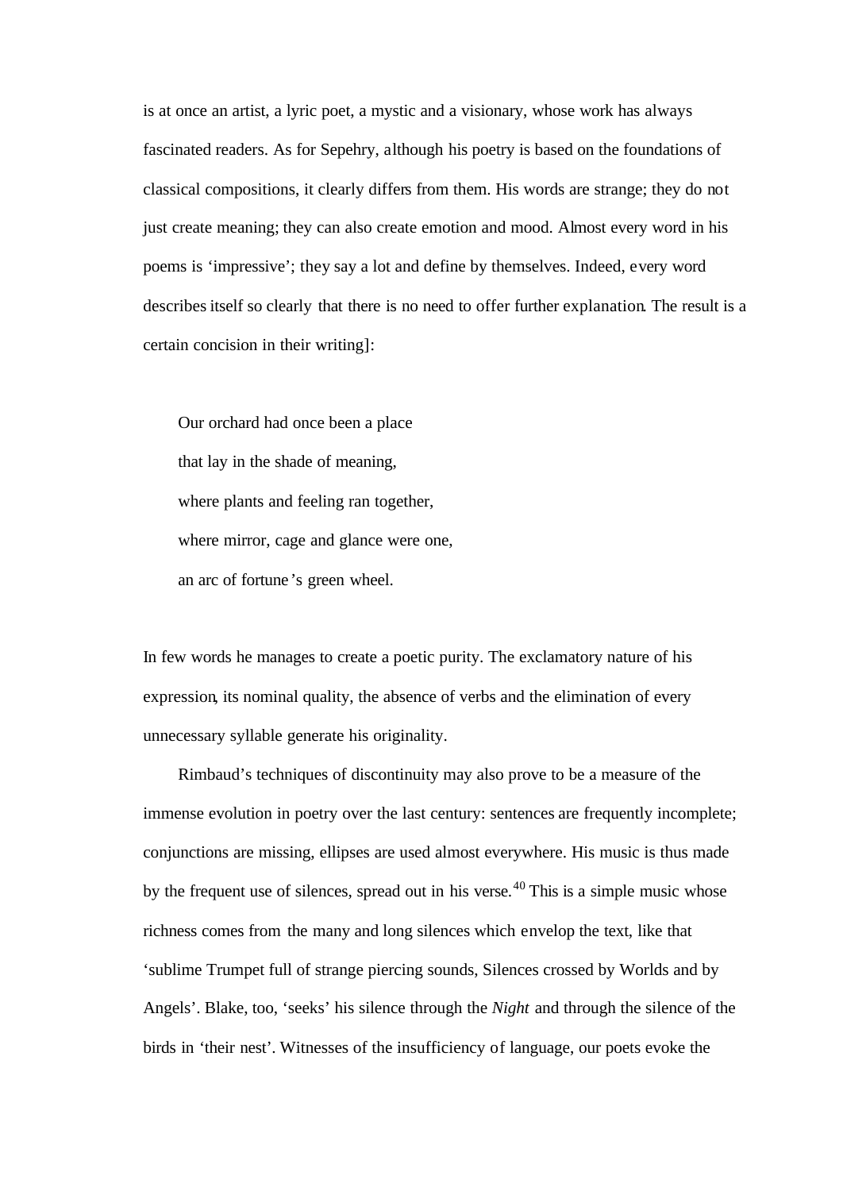is at once an artist, a lyric poet, a mystic and a visionary, whose work has always fascinated readers. As for Sepehry, although his poetry is based on the foundations of classical compositions, it clearly differs from them. His words are strange; they do not just create meaning; they can also create emotion and mood. Almost every word in his poems is 'impressive'; they say a lot and define by themselves. Indeed, every word describes itself so clearly that there is no need to offer further explanation. The result is a certain concision in their writing]:

> Our orchard had once been a place
> that lay in the shade of meaning,
> where plants and feeling ran together,
> where mirror, cage and glance were one,
> an arc of fortune's green wheel.

In few words he manages to create a poetic purity. The exclamatory nature of his expression, its nominal quality, the absence of verbs and the elimination of every unnecessary syllable generate his originality.

Rimbaud's techniques of discontinuity may also prove to be a measure of the immense evolution in poetry over the last century: sentences are frequently incomplete; conjunctions are missing, ellipses are used almost everywhere. His music is thus made by the frequent use of silences, spread out in his verse.[40] This is a simple music whose richness comes from the many and long silences which envelop the text, like that 'sublime Trumpet full of strange piercing sounds, Silences crossed by Worlds and by Angels'. Blake, too, 'seeks' his silence through the *Night* and through the silence of the birds in 'their nest'. Witnesses of the insufficiency of language, our poets evoke the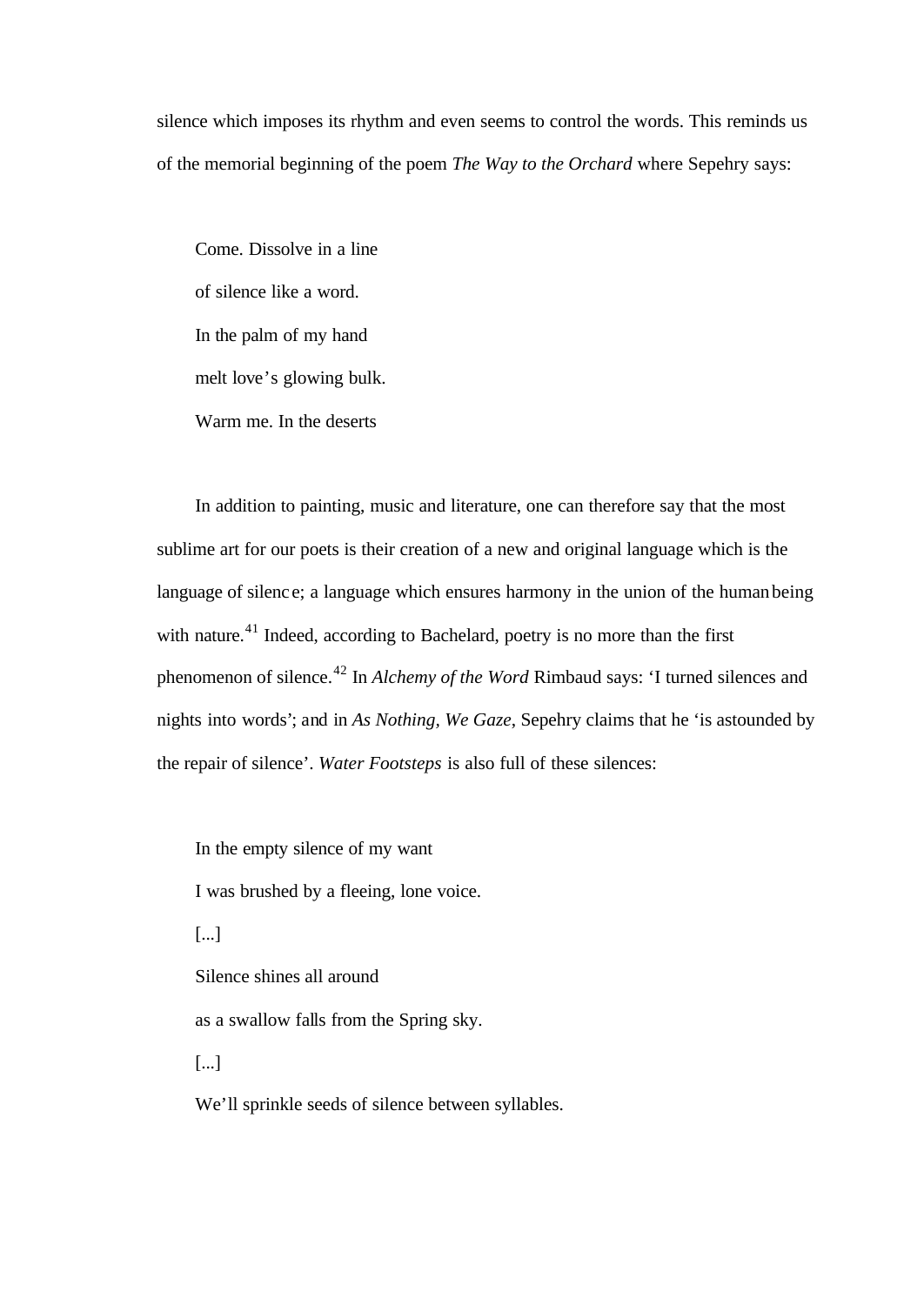silence which imposes its rhythm and even seems to control the words. This reminds us of the memorial beginning of the poem *The Way to the Orchard* where Sepehry says:

> Come. Dissolve in a line
> of silence like a word.
> In the palm of my hand
> melt love's glowing bulk.
> Warm me. In the deserts

In addition to painting, music and literature, one can therefore say that the most sublime art for our poets is their creation of a new and original language which is the language of silence; a language which ensures harmony in the union of the human being with nature.[41] Indeed, according to Bachelard, poetry is no more than the first phenomenon of silence.[42] In *Alchemy of the Word* Rimbaud says: 'I turned silences and nights into words'; and in *As Nothing, We Gaze*, Sepehry claims that he 'is astounded by the repair of silence'. *Water Footsteps* is also full of these silences:

> In the empty silence of my want
> I was brushed by a fleeing, lone voice.
> [...]
> Silence shines all around
> as a swallow falls from the Spring sky.
> [...]
> We'll sprinkle seeds of silence between syllables.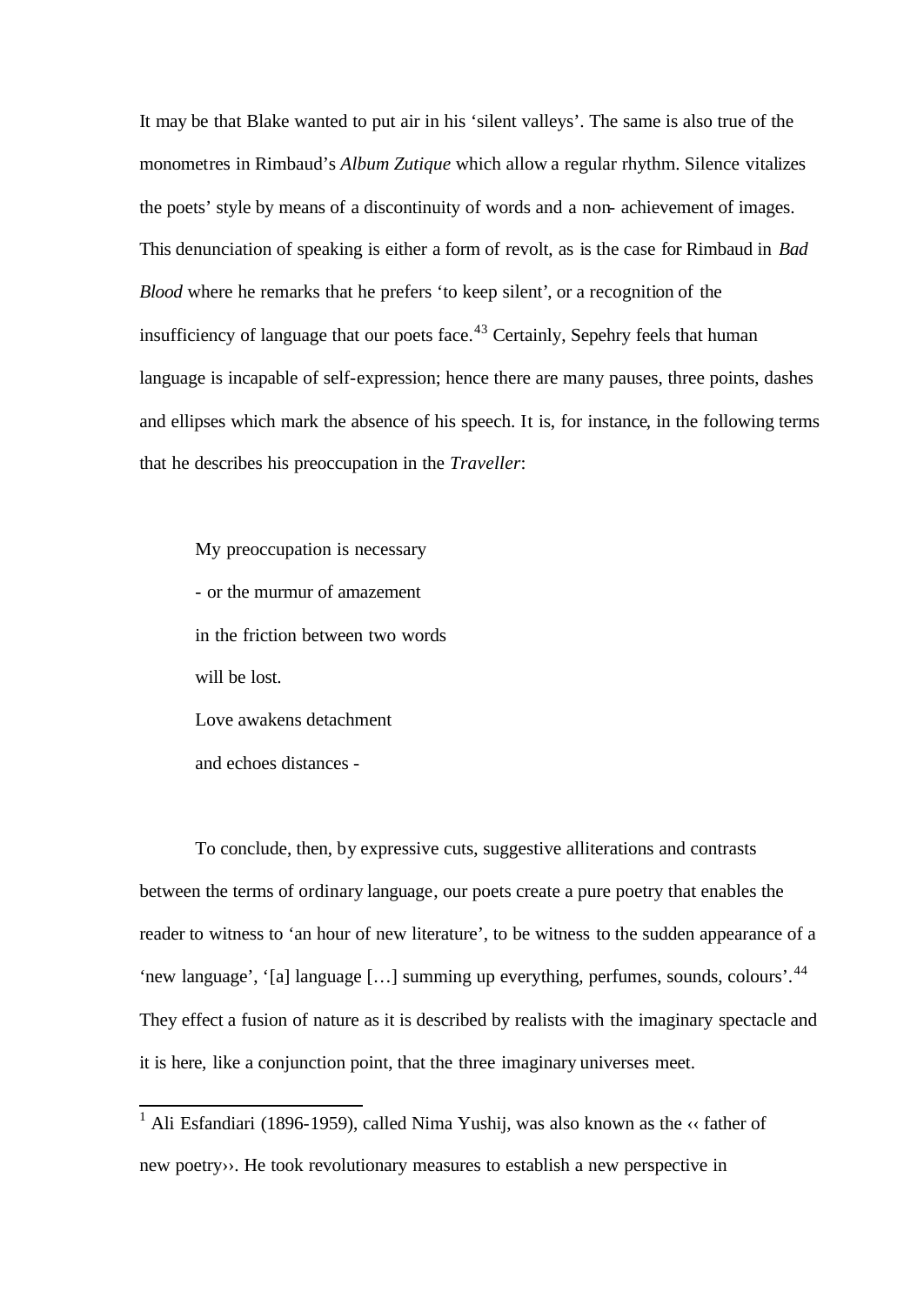It may be that Blake wanted to put air in his 'silent valleys'. The same is also true of the monometres in Rimbaud's *Album Zutique* which allow a regular rhythm. Silence vitalizes the poets' style by means of a discontinuity of words and a non- achievement of images. This denunciation of speaking is either a form of revolt, as is the case for Rimbaud in *Bad Blood* where he remarks that he prefers 'to keep silent', or a recognition of the insufficiency of language that our poets face.[43] Certainly, Sepehry feels that human language is incapable of self-expression; hence there are many pauses, three points, dashes and ellipses which mark the absence of his speech. It is, for instance, in the following terms that he describes his preoccupation in the *Traveller*:

> My preoccupation is necessary
> - or the murmur of amazement
> in the friction between two words
> will be lost.
> Love awakens detachment
> and echoes distances -

To conclude, then, by expressive cuts, suggestive alliterations and contrasts between the terms of ordinary language, our poets create a pure poetry that enables the reader to witness to 'an hour of new literature', to be witness to the sudden appearance of a 'new language', '[a] language […] summing up everything, perfumes, sounds, colours'.[44] They effect a fusion of nature as it is described by realists with the imaginary spectacle and it is here, like a conjunction point, that the three imaginary universes meet.

---

[1] Ali Esfandiari (1896-1959), called Nima Yushij, was also known as the ‹‹ father of new poetry››. He took revolutionary measures to establish a new perspective in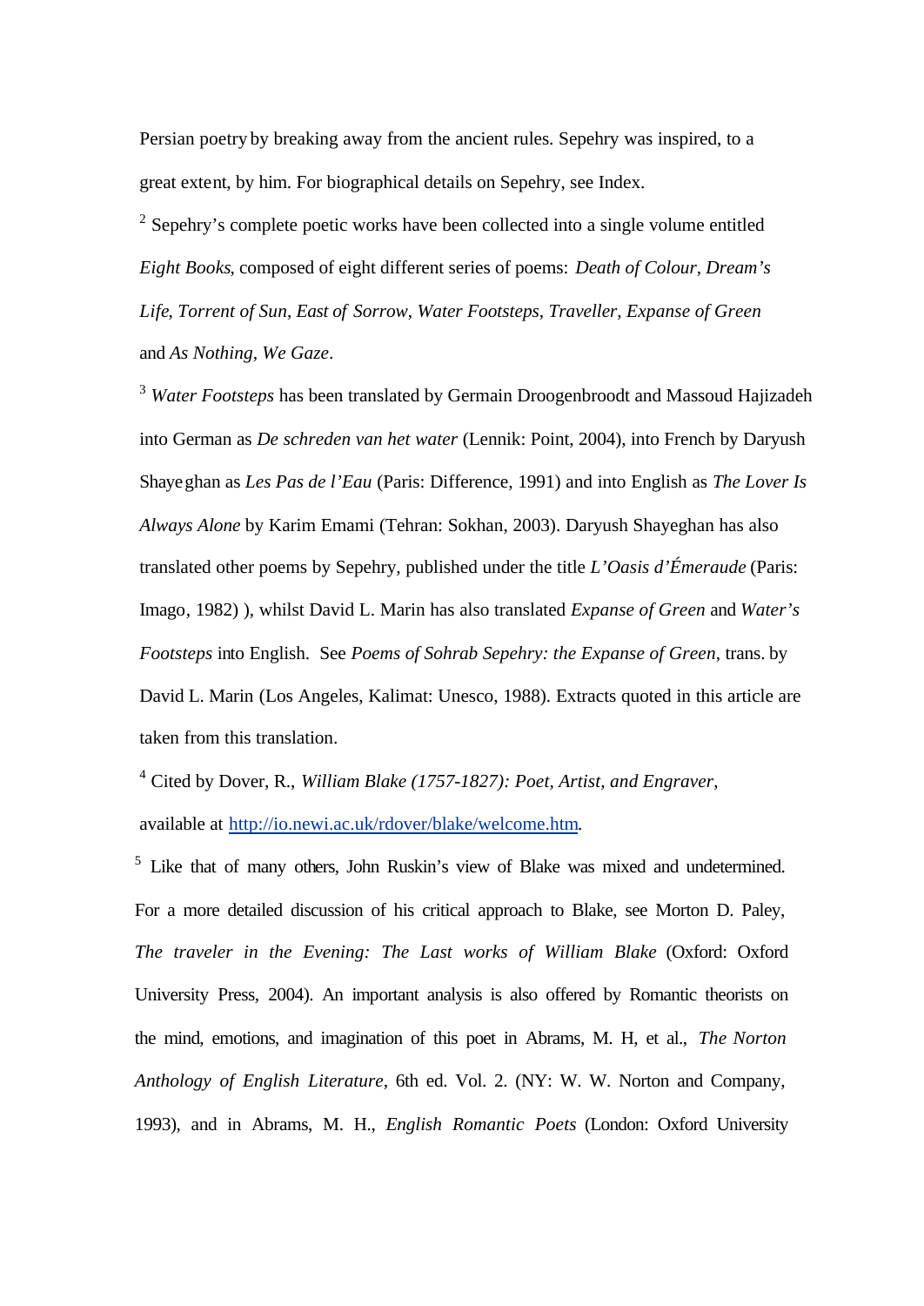Persian poetry by breaking away from the ancient rules. Sepehry was inspired, to a great extent, by him. For biographical details on Sepehry, see Index.

[2] Sepehry's complete poetic works have been collected into a single volume entitled *Eight Books*, composed of eight different series of poems: *Death of Colour, Dream's Life, Torrent of Sun, East of Sorrow, Water Footsteps, Traveller, Expanse of Green* and *As Nothing, We Gaze*.

[3] *Water Footsteps* has been translated by Germain Droogenbroodt and Massoud Hajizadeh into German as *De schreden van het water* (Lennik: Point, 2004), into French by Daryush Shayeghan as *Les Pas de l'Eau* (Paris: Difference, 1991) and into English as *The Lover Is Always Alone* by Karim Emami (Tehran: Sokhan, 2003). Daryush Shayeghan has also translated other poems by Sepehry, published under the title *L'Oasis d'Émeraude* (Paris: Imago, 1982) ), whilst David L. Marin has also translated *Expanse of Green* and *Water's Footsteps* into English. See *Poems of Sohrab Sepehry: the Expanse of Green*, trans. by David L. Marin (Los Angeles, Kalimat: Unesco, 1988). Extracts quoted in this article are taken from this translation.

[4] Cited by Dover, R., *William Blake (1757-1827): Poet, Artist, and Engraver*, available at http://io.newi.ac.uk/rdover/blake/welcome.htm.

[5] Like that of many others, John Ruskin's view of Blake was mixed and undetermined. For a more detailed discussion of his critical approach to Blake, see Morton D. Paley, *The traveler in the Evening: The Last works of William Blake* (Oxford: Oxford University Press, 2004). An important analysis is also offered by Romantic theorists on the mind, emotions, and imagination of this poet in Abrams, M. H, et al., *The Norton Anthology of English Literature*, 6th ed. Vol. 2. (NY: W. W. Norton and Company, 1993), and in Abrams, M. H., *English Romantic Poets* (London: Oxford University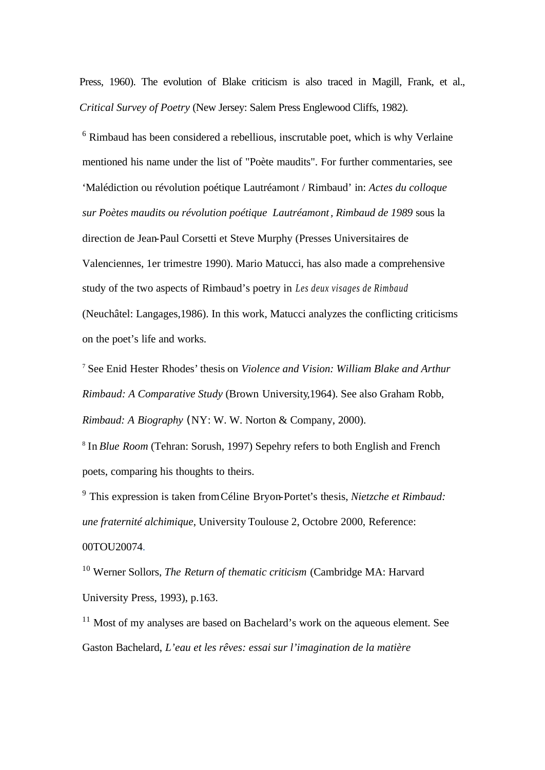Press, 1960). The evolution of Blake criticism is also traced in Magill, Frank, et al., *Critical Survey of Poetry* (New Jersey: Salem Press Englewood Cliffs, 1982).

[6] Rimbaud has been considered a rebellious, inscrutable poet, which is why Verlaine mentioned his name under the list of "Poète maudits". For further commentaries, see 'Malédiction ou révolution poétique Lautréamont / Rimbaud' in: *Actes du colloque sur Poètes maudits ou révolution poétique Lautréamont, Rimbaud de 1989* sous la direction de Jean-Paul Corsetti et Steve Murphy (Presses Universitaires de Valenciennes, 1er trimestre 1990). Mario Matucci, has also made a comprehensive study of the two aspects of Rimbaud's poetry in *Les deux visages de Rimbaud* (Neuchâtel: Langages,1986). In this work, Matucci analyzes the conflicting criticisms on the poet's life and works.

[7] See Enid Hester Rhodes' thesis on *Violence and Vision: William Blake and Arthur Rimbaud: A Comparative Study* (Brown University,1964). See also Graham Robb, *Rimbaud: A Biography* (NY: W. W. Norton & Company, 2000).

[8] In *Blue Room* (Tehran: Sorush, 1997) Sepehry refers to both English and French poets, comparing his thoughts to theirs.

[9] This expression is taken from Céline Bryon-Portet's thesis, *Nietzche et Rimbaud: une fraternité alchimique*, University Toulouse 2, Octobre 2000, Reference: 00TOU20074.

[10] Werner Sollors, *The Return of thematic criticism* (Cambridge MA: Harvard University Press, 1993), p.163.

[11] Most of my analyses are based on Bachelard's work on the aqueous element. See Gaston Bachelard, *L'eau et les rêves: essai sur l'imagination de la matière*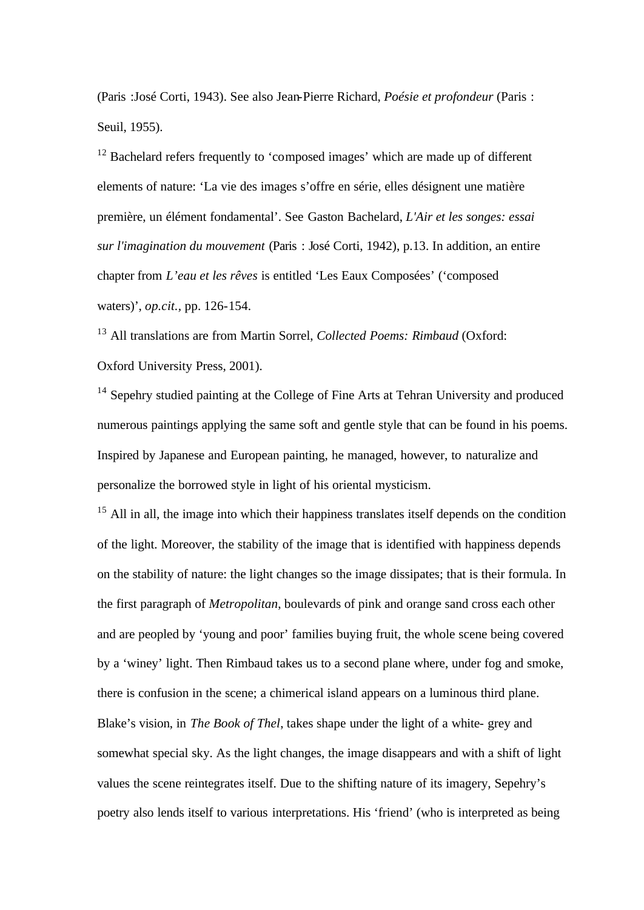(Paris :José Corti, 1943). See also Jean-Pierre Richard, *Poésie et profondeur* (Paris : Seuil, 1955).

[12] Bachelard refers frequently to 'composed images' which are made up of different elements of nature: 'La vie des images s'offre en série, elles désignent une matière première, un élément fondamental'. See Gaston Bachelard, *L'Air et les songes: essai sur l'imagination du mouvement* (Paris : José Corti, 1942), p.13. In addition, an entire chapter from *L'eau et les rêves* is entitled 'Les Eaux Composées' ('composed waters)', *op.cit.*, pp. 126-154.

[13] All translations are from Martin Sorrel, *Collected Poems: Rimbaud* (Oxford: Oxford University Press, 2001).

[14] Sepehry studied painting at the College of Fine Arts at Tehran University and produced numerous paintings applying the same soft and gentle style that can be found in his poems. Inspired by Japanese and European painting, he managed, however, to naturalize and personalize the borrowed style in light of his oriental mysticism.

[15] All in all, the image into which their happiness translates itself depends on the condition of the light. Moreover, the stability of the image that is identified with happiness depends on the stability of nature: the light changes so the image dissipates; that is their formula. In the first paragraph of *Metropolitan*, boulevards of pink and orange sand cross each other and are peopled by 'young and poor' families buying fruit, the whole scene being covered by a 'winey' light. Then Rimbaud takes us to a second plane where, under fog and smoke, there is confusion in the scene; a chimerical island appears on a luminous third plane. Blake's vision, in *The Book of Thel*, takes shape under the light of a white- grey and somewhat special sky. As the light changes, the image disappears and with a shift of light values the scene reintegrates itself. Due to the shifting nature of its imagery, Sepehry's poetry also lends itself to various interpretations. His 'friend' (who is interpreted as being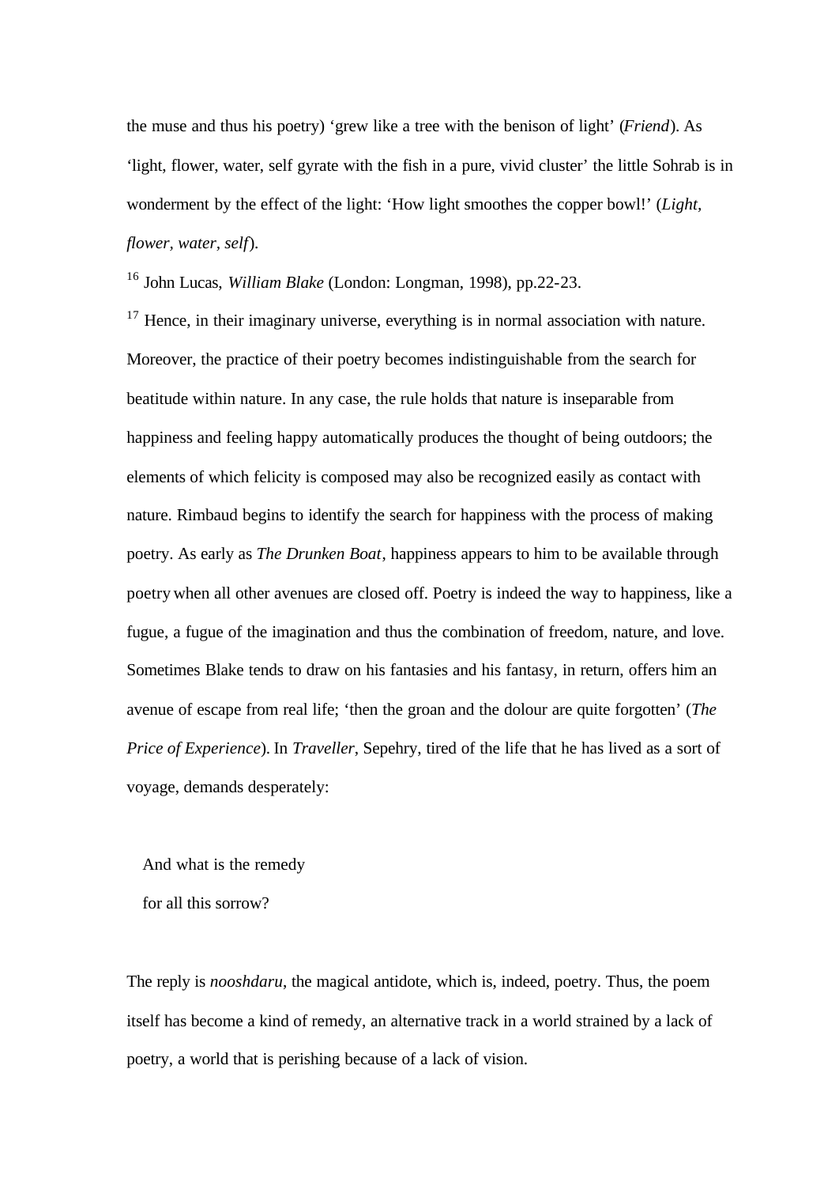the muse and thus his poetry) 'grew like a tree with the benison of light' (*Friend*). As 'light, flower, water, self gyrate with the fish in a pure, vivid cluster' the little Sohrab is in wonderment by the effect of the light: 'How light smoothes the copper bowl!' (*Light, flower, water, self*).

[16] John Lucas, *William Blake* (London: Longman, 1998), pp.22-23.

[17] Hence, in their imaginary universe, everything is in normal association with nature. Moreover, the practice of their poetry becomes indistinguishable from the search for beatitude within nature. In any case, the rule holds that nature is inseparable from happiness and feeling happy automatically produces the thought of being outdoors; the elements of which felicity is composed may also be recognized easily as contact with nature. Rimbaud begins to identify the search for happiness with the process of making poetry. As early as *The Drunken Boat*, happiness appears to him to be available through poetry when all other avenues are closed off. Poetry is indeed the way to happiness, like a fugue, a fugue of the imagination and thus the combination of freedom, nature, and love. Sometimes Blake tends to draw on his fantasies and his fantasy, in return, offers him an avenue of escape from real life; 'then the groan and the dolour are quite forgotten' (*The Price of Experience*). In *Traveller*, Sepehry, tired of the life that he has lived as a sort of voyage, demands desperately:

> And what is the remedy
> for all this sorrow?

The reply is *nooshdaru*, the magical antidote, which is, indeed, poetry. Thus, the poem itself has become a kind of remedy, an alternative track in a world strained by a lack of poetry, a world that is perishing because of a lack of vision.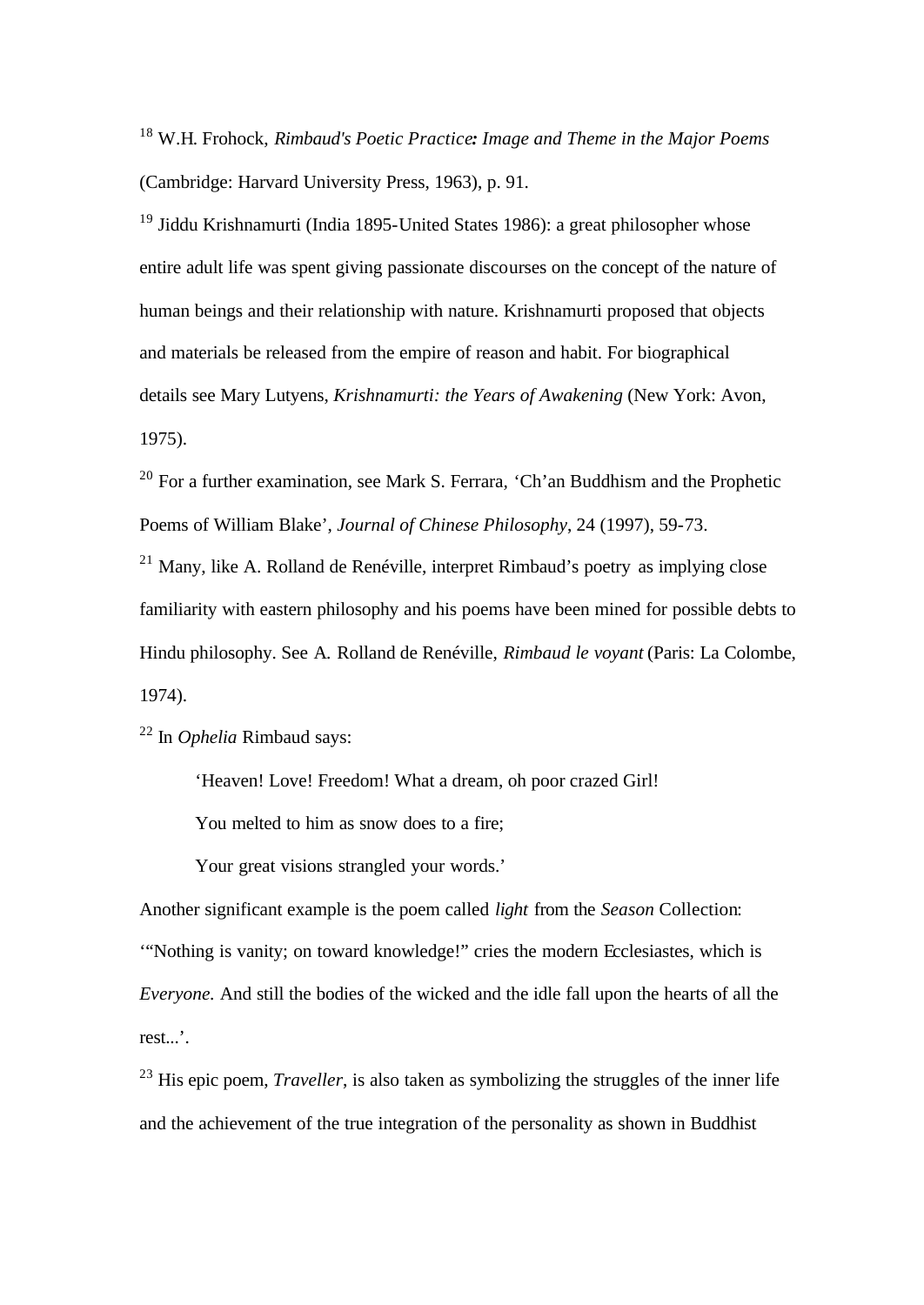[18] W.H. Frohock, *Rimbaud's Poetic Practice: Image and Theme in the Major Poems* (Cambridge: Harvard University Press, 1963), p. 91.

[19] Jiddu Krishnamurti (India 1895-United States 1986): a great philosopher whose entire adult life was spent giving passionate discourses on the concept of the nature of human beings and their relationship with nature. Krishnamurti proposed that objects and materials be released from the empire of reason and habit. For biographical details see Mary Lutyens, *Krishnamurti: the Years of Awakening* (New York: Avon, 1975).

[20] For a further examination, see Mark S. Ferrara, 'Ch'an Buddhism and the Prophetic Poems of William Blake', *Journal of Chinese Philosophy*, 24 (1997), 59-73.

[21] Many, like A. Rolland de Renéville, interpret Rimbaud's poetry as implying close familiarity with eastern philosophy and his poems have been mined for possible debts to Hindu philosophy. See A. Rolland de Renéville, *Rimbaud le voyant* (Paris: La Colombe, 1974).

[22] In *Ophelia* Rimbaud says:

> 'Heaven! Love! Freedom! What a dream, oh poor crazed Girl!
>
> You melted to him as snow does to a fire;
>
> Your great visions strangled your words.'

Another significant example is the poem called *light* from the *Season* Collection: '"Nothing is vanity; on toward knowledge!" cries the modern Ecclesiastes, which is *Everyone.* And still the bodies of the wicked and the idle fall upon the hearts of all the rest...'.

[23] His epic poem, *Traveller*, is also taken as symbolizing the struggles of the inner life and the achievement of the true integration of the personality as shown in Buddhist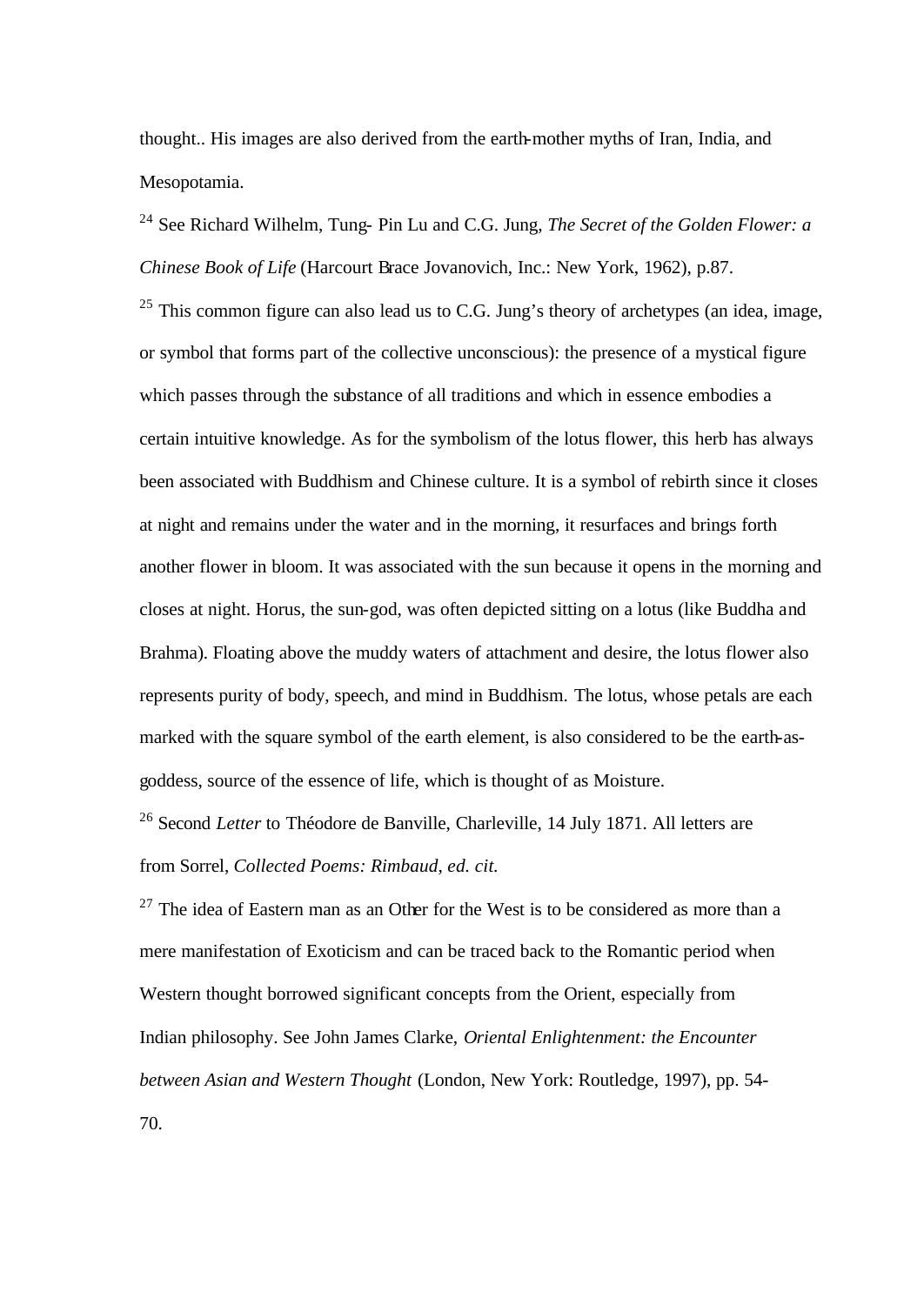thought.. His images are also derived from the earth-mother myths of Iran, India, and Mesopotamia.

[24] See Richard Wilhelm, Tung- Pin Lu and C.G. Jung, *The Secret of the Golden Flower: a Chinese Book of Life* (Harcourt Brace Jovanovich, Inc.: New York, 1962), p.87.

[25] This common figure can also lead us to C.G. Jung's theory of archetypes (an idea, image, or symbol that forms part of the collective unconscious): the presence of a mystical figure which passes through the substance of all traditions and which in essence embodies a certain intuitive knowledge. As for the symbolism of the lotus flower, this herb has always been associated with Buddhism and Chinese culture. It is a symbol of rebirth since it closes at night and remains under the water and in the morning, it resurfaces and brings forth another flower in bloom. It was associated with the sun because it opens in the morning and closes at night. Horus, the sun-god, was often depicted sitting on a lotus (like Buddha and Brahma). Floating above the muddy waters of attachment and desire, the lotus flower also represents purity of body, speech, and mind in Buddhism. The lotus, whose petals are each marked with the square symbol of the earth element, is also considered to be the earth-as-goddess, source of the essence of life, which is thought of as Moisture.

[26] Second *Letter* to Théodore de Banville, Charleville, 14 July 1871. All letters are from Sorrel, *Collected Poems: Rimbaud*, *ed. cit.*

[27] The idea of Eastern man as an Other for the West is to be considered as more than a mere manifestation of Exoticism and can be traced back to the Romantic period when Western thought borrowed significant concepts from the Orient, especially from Indian philosophy. See John James Clarke, *Oriental Enlightenment: the Encounter between Asian and Western Thought* (London, New York: Routledge, 1997), pp. 54-70.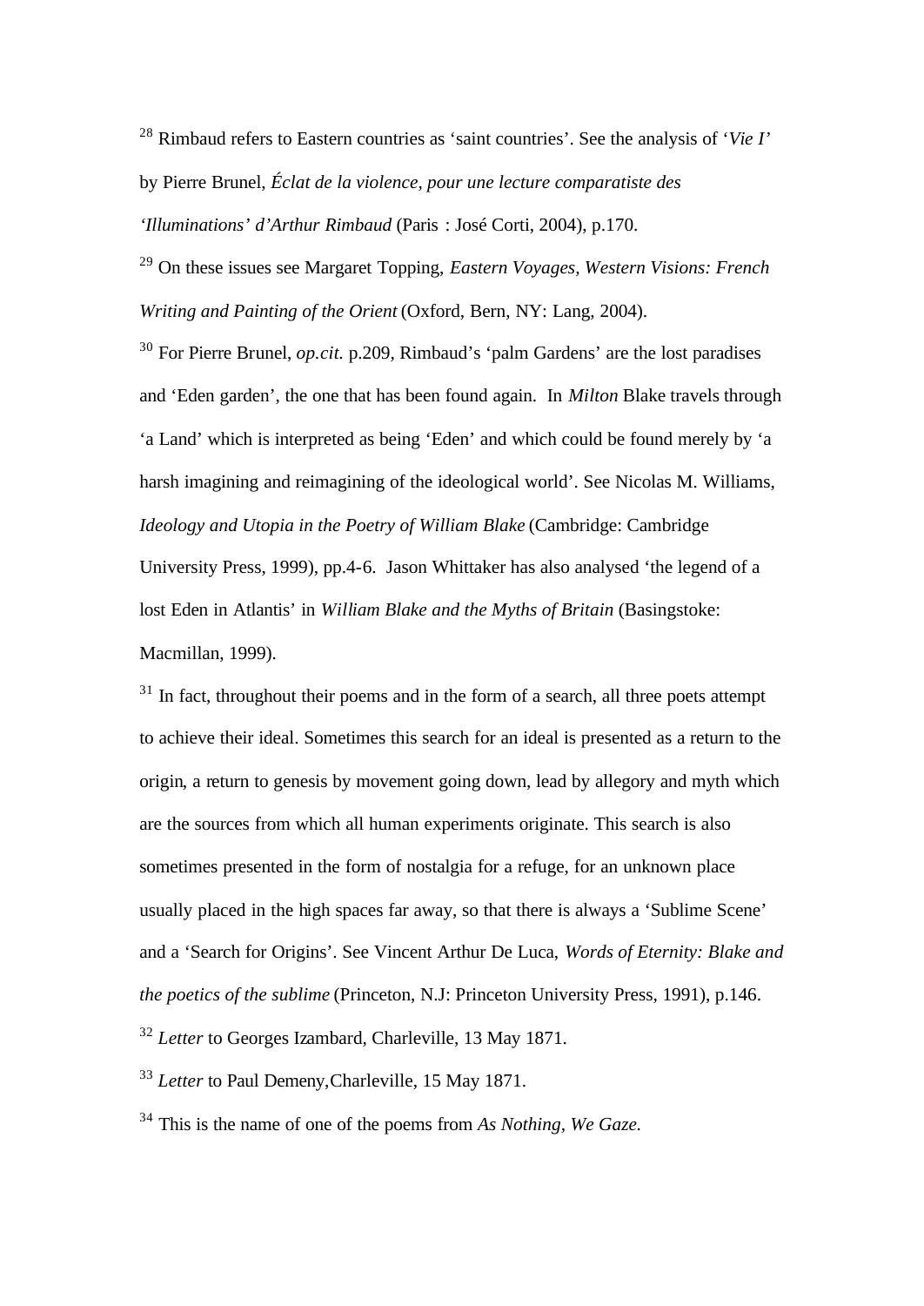[28] Rimbaud refers to Eastern countries as ‘saint countries’. See the analysis of ‘*Vie I*’ by Pierre Brunel, *Éclat de la violence, pour une lecture comparatiste des ‘Illuminations’ d’Arthur Rimbaud* (Paris : José Corti, 2004), p.170.

[29] On these issues see Margaret Topping, *Eastern Voyages, Western Visions: French Writing and Painting of the Orient* (Oxford, Bern, NY: Lang, 2004).

[30] For Pierre Brunel, *op.cit.* p.209, Rimbaud’s ‘palm Gardens’ are the lost paradises and ‘Eden garden’, the one that has been found again. In *Milton* Blake travels through ‘a Land’ which is interpreted as being ‘Eden’ and which could be found merely by ‘a harsh imagining and reimagining of the ideological world’. See Nicolas M. Williams, *Ideology and Utopia in the Poetry of William Blake* (Cambridge: Cambridge University Press, 1999), pp.4-6. Jason Whittaker has also analysed ‘the legend of a lost Eden in Atlantis’ in *William Blake and the Myths of Britain* (Basingstoke: Macmillan, 1999).

[31] In fact, throughout their poems and in the form of a search, all three poets attempt to achieve their ideal. Sometimes this search for an ideal is presented as a return to the origin, a return to genesis by movement going down, lead by allegory and myth which are the sources from which all human experiments originate. This search is also sometimes presented in the form of nostalgia for a refuge, for an unknown place usually placed in the high spaces far away, so that there is always a ‘Sublime Scene’ and a ‘Search for Origins’. See Vincent Arthur De Luca, *Words of Eternity: Blake and the poetics of the sublime* (Princeton, N.J: Princeton University Press, 1991), p.146.

[32] *Letter* to Georges Izambard, Charleville, 13 May 1871.

[33] *Letter* to Paul Demeny,Charleville, 15 May 1871.

[34] This is the name of one of the poems from *As Nothing, We Gaze.*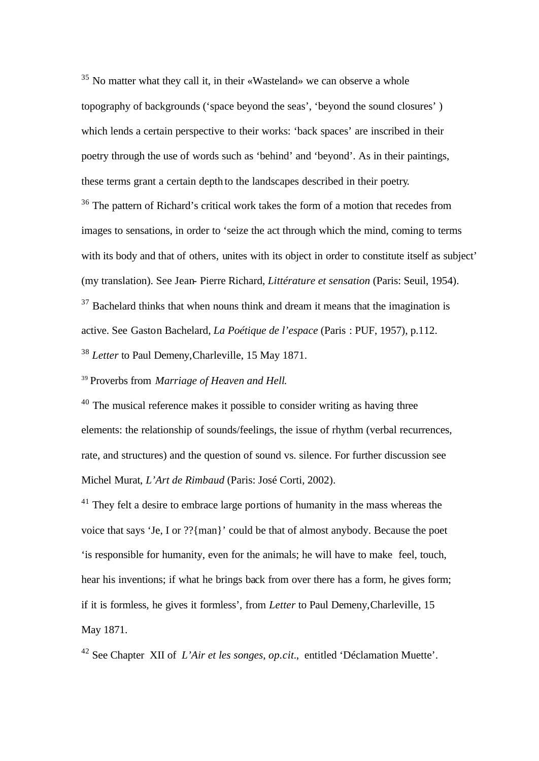[35] No matter what they call it, in their «Wasteland» we can observe a whole topography of backgrounds ('space beyond the seas', 'beyond the sound closures' ) which lends a certain perspective to their works: 'back spaces' are inscribed in their poetry through the use of words such as 'behind' and 'beyond'. As in their paintings, these terms grant a certain depth to the landscapes described in their poetry.

[36] The pattern of Richard's critical work takes the form of a motion that recedes from images to sensations, in order to 'seize the act through which the mind, coming to terms with its body and that of others, unites with its object in order to constitute itself as subject' (my translation). See Jean- Pierre Richard, *Littérature et sensation* (Paris: Seuil, 1954).

[37] Bachelard thinks that when nouns think and dream it means that the imagination is active. See Gaston Bachelard, *La Poétique de l'espace* (Paris : PUF, 1957), p.112.

[38] *Letter* to Paul Demeny,Charleville, 15 May 1871.

[39] Proverbs from *Marriage of Heaven and Hell.*

[40] The musical reference makes it possible to consider writing as having three elements: the relationship of sounds/feelings, the issue of rhythm (verbal recurrences, rate, and structures) and the question of sound vs. silence. For further discussion see Michel Murat, *L'Art de Rimbaud* (Paris: José Corti, 2002).

[41] They felt a desire to embrace large portions of humanity in the mass whereas the voice that says 'Je, I or ??{man}' could be that of almost anybody. Because the poet 'is responsible for humanity, even for the animals; he will have to make feel, touch, hear his inventions; if what he brings back from over there has a form, he gives form; if it is formless, he gives it formless', from *Letter* to Paul Demeny,Charleville, 15 May 1871.

[42] See Chapter XII of *L'Air et les songes*, *op.cit.*, entitled 'Déclamation Muette'.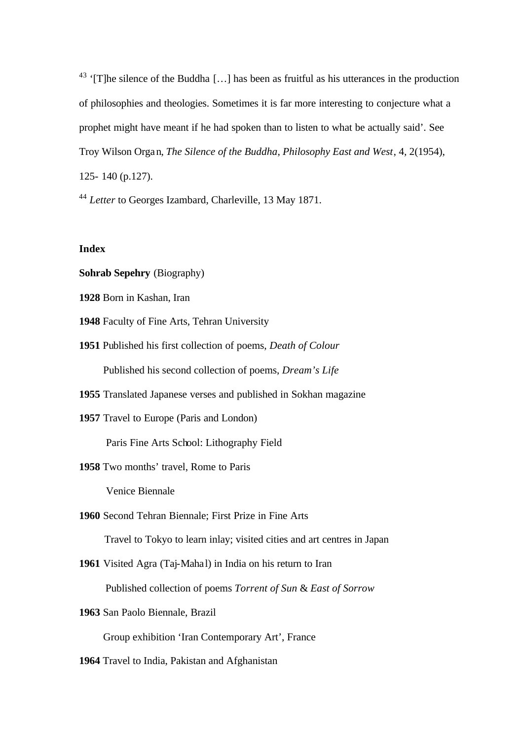[43] '[T]he silence of the Buddha […] has been as fruitful as his utterances in the production of philosophies and theologies. Sometimes it is far more interesting to conjecture what a prophet might have meant if he had spoken than to listen to what be actually said'. See Troy Wilson Organ, *The Silence of the Buddha*, *Philosophy East and West*, 4, 2(1954), 125- 140 (p.127).

[44] *Letter* to Georges Izambard, Charleville, 13 May 1871.

**Index**

**Sohrab Sepehry** (Biography)

**1928** Born in Kashan, Iran

**1948** Faculty of Fine Arts, Tehran University

**1951** Published his first collection of poems, *Death of Colour*

Published his second collection of poems, *Dream's Life*

**1955** Translated Japanese verses and published in Sokhan magazine

**1957** Travel to Europe (Paris and London)

Paris Fine Arts School: Lithography Field

**1958** Two months' travel, Rome to Paris

Venice Biennale

**1960** Second Tehran Biennale; First Prize in Fine Arts

Travel to Tokyo to learn inlay; visited cities and art centres in Japan

**1961** Visited Agra (Taj-Mahal) in India on his return to Iran

Published collection of poems *Torrent of Sun* & *East of Sorrow*

**1963** San Paolo Biennale, Brazil

Group exhibition 'Iran Contemporary Art', France

**1964** Travel to India, Pakistan and Afghanistan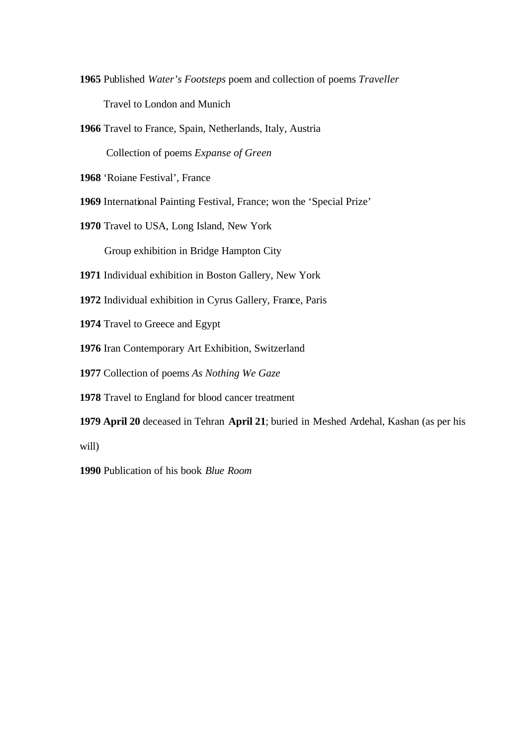**1965** Published *Water's Footsteps* poem and collection of poems *Traveller*

Travel to London and Munich

**1966** Travel to France, Spain, Netherlands, Italy, Austria

Collection of poems *Expanse of Green*

**1968** 'Roiane Festival', France

**1969** International Painting Festival, France; won the 'Special Prize'

**1970** Travel to USA, Long Island, New York

Group exhibition in Bridge Hampton City

**1971** Individual exhibition in Boston Gallery, New York

**1972** Individual exhibition in Cyrus Gallery, France, Paris

**1974** Travel to Greece and Egypt

**1976** Iran Contemporary Art Exhibition, Switzerland

**1977** Collection of poems *As Nothing We Gaze*

**1978** Travel to England for blood cancer treatment

**1979 April 20** deceased in Tehran **April 21**; buried in Meshed Ardehal, Kashan (as per his will)

**1990** Publication of his book *Blue Room*